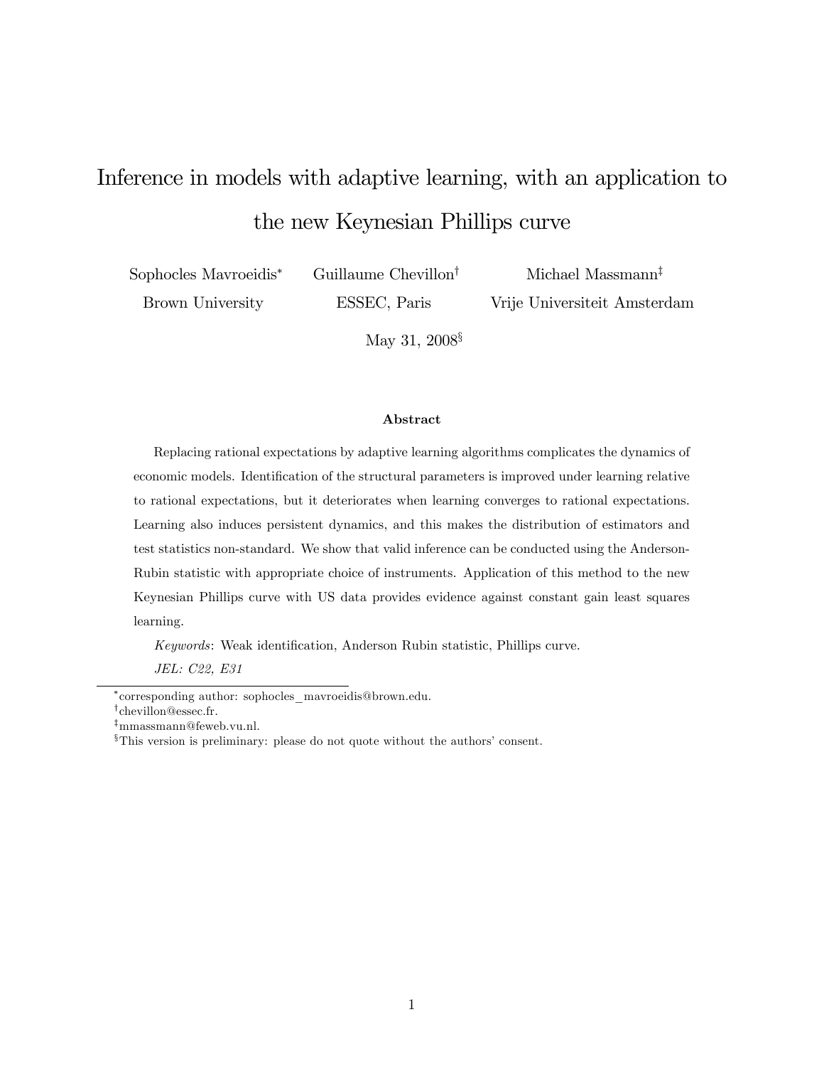# Inference in models with adaptive learning, with an application to the new Keynesian Phillips curve

Sophocles Mavroeidis[*]
Brown University

Guillaume Chevillon[†]
ESSEC, Paris

Michael Massmann[‡]
Vrije Universiteit Amsterdam

May 31, 2008[§]

### Abstract

Replacing rational expectations by adaptive learning algorithms complicates the dynamics of economic models. Identification of the structural parameters is improved under learning relative to rational expectations, but it deteriorates when learning converges to rational expectations. Learning also induces persistent dynamics, and this makes the distribution of estimators and test statistics non-standard. We show that valid inference can be conducted using the Anderson-Rubin statistic with appropriate choice of instruments. Application of this method to the new Keynesian Phillips curve with US data provides evidence against constant gain least squares learning.

*Keywords*: Weak identification, Anderson Rubin statistic, Phillips curve.

*JEL: C22, E31*

---

[*] corresponding author: sophocles_mavroeidis@brown.edu.

[†] chevillon@essec.fr.

[‡] mmassmann@feweb.vu.nl.

[§] This version is preliminary: please do not quote without the authors' consent.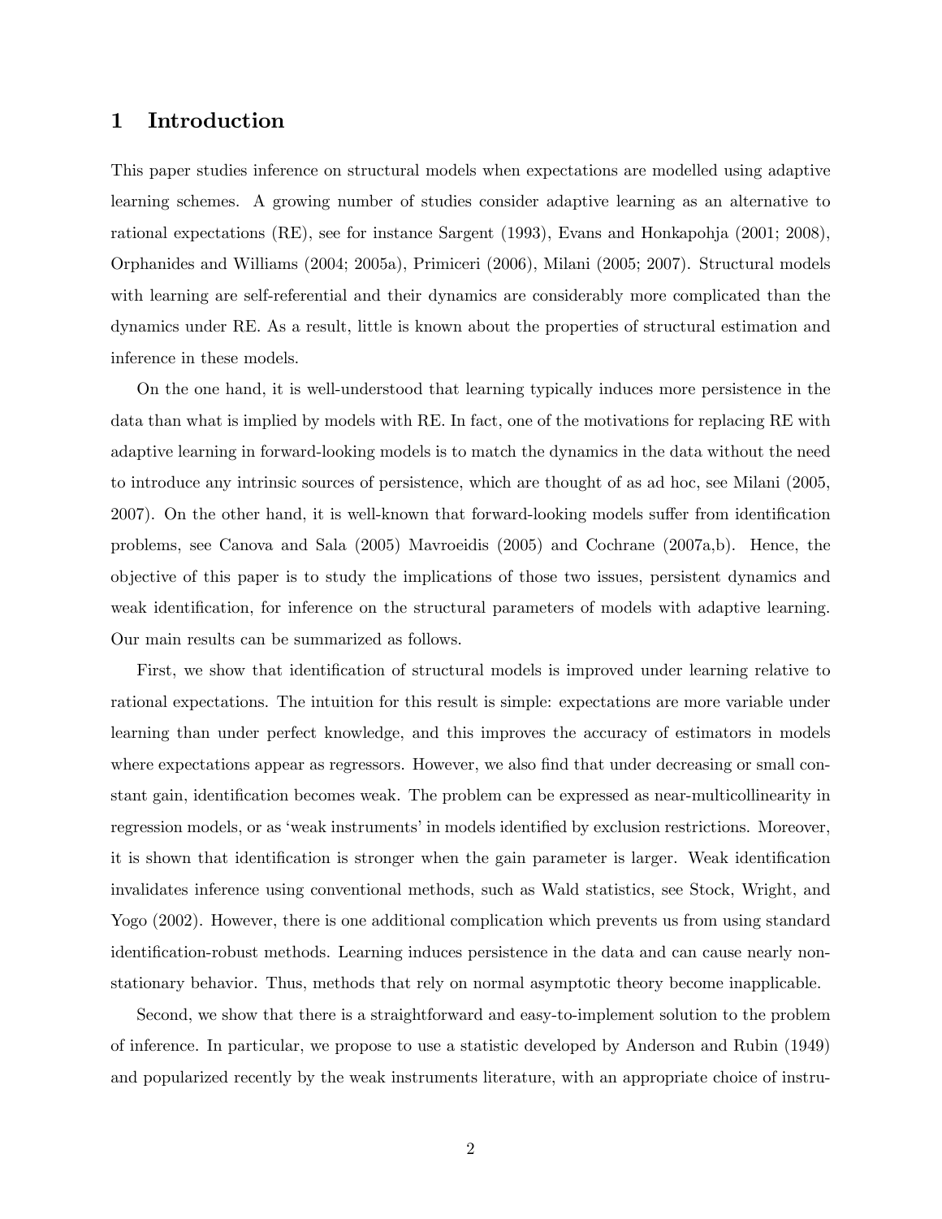# 1 Introduction

This paper studies inference on structural models when expectations are modelled using adaptive learning schemes. A growing number of studies consider adaptive learning as an alternative to rational expectations (RE), see for instance Sargent (1993), Evans and Honkapohja (2001; 2008), Orphanides and Williams (2004; 2005a), Primiceri (2006), Milani (2005; 2007). Structural models with learning are self-referential and their dynamics are considerably more complicated than the dynamics under RE. As a result, little is known about the properties of structural estimation and inference in these models.

On the one hand, it is well-understood that learning typically induces more persistence in the data than what is implied by models with RE. In fact, one of the motivations for replacing RE with adaptive learning in forward-looking models is to match the dynamics in the data without the need to introduce any intrinsic sources of persistence, which are thought of as ad hoc, see Milani (2005, 2007). On the other hand, it is well-known that forward-looking models suffer from identification problems, see Canova and Sala (2005) Mavroeidis (2005) and Cochrane (2007a,b). Hence, the objective of this paper is to study the implications of those two issues, persistent dynamics and weak identification, for inference on the structural parameters of models with adaptive learning. Our main results can be summarized as follows.

First, we show that identification of structural models is improved under learning relative to rational expectations. The intuition for this result is simple: expectations are more variable under learning than under perfect knowledge, and this improves the accuracy of estimators in models where expectations appear as regressors. However, we also find that under decreasing or small constant gain, identification becomes weak. The problem can be expressed as near-multicollinearity in regression models, or as 'weak instruments' in models identified by exclusion restrictions. Moreover, it is shown that identification is stronger when the gain parameter is larger. Weak identification invalidates inference using conventional methods, such as Wald statistics, see Stock, Wright, and Yogo (2002). However, there is one additional complication which prevents us from using standard identification-robust methods. Learning induces persistence in the data and can cause nearly non-stationary behavior. Thus, methods that rely on normal asymptotic theory become inapplicable.

Second, we show that there is a straightforward and easy-to-implement solution to the problem of inference. In particular, we propose to use a statistic developed by Anderson and Rubin (1949) and popularized recently by the weak instruments literature, with an appropriate choice of instru-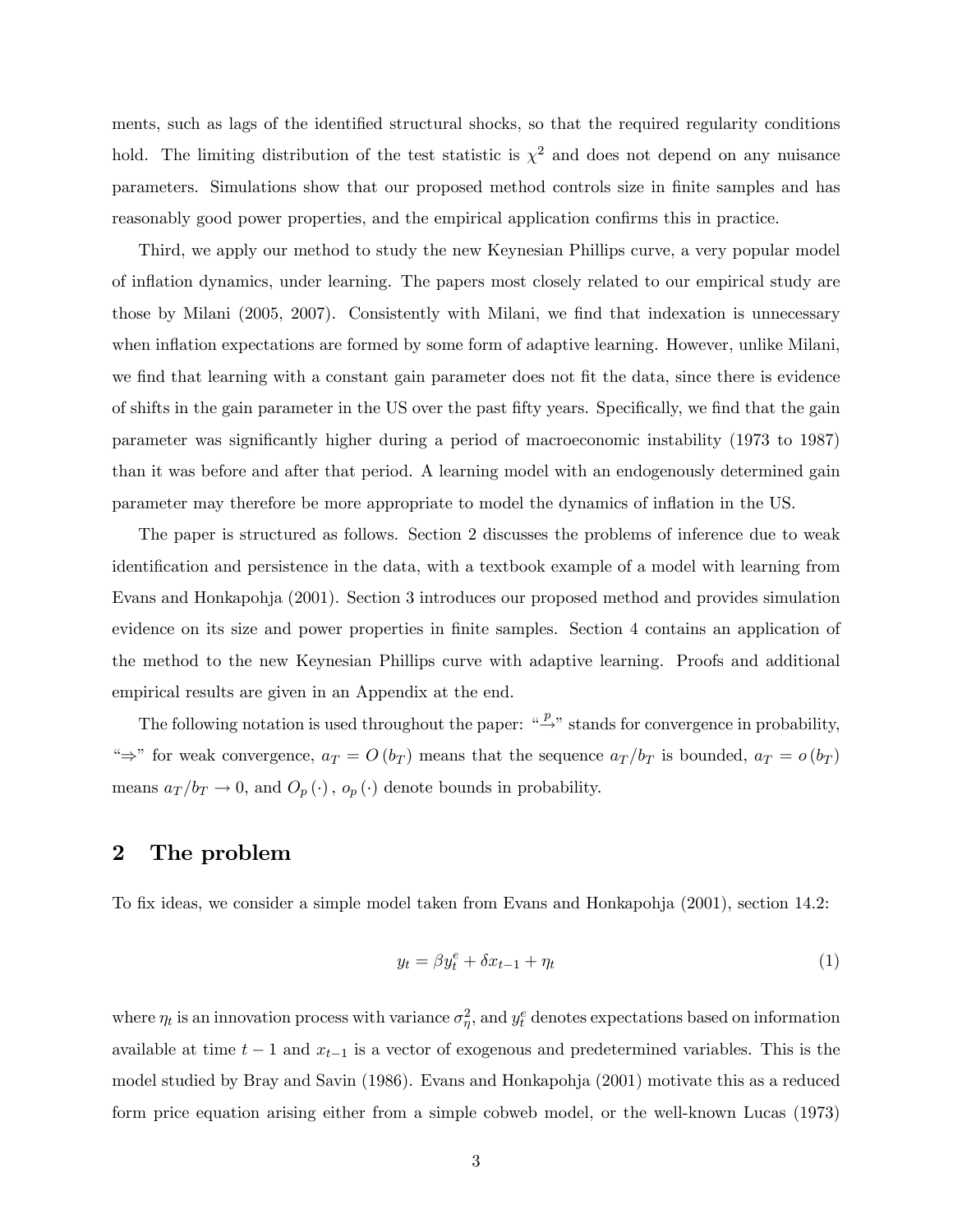ments, such as lags of the identified structural shocks, so that the required regularity conditions hold. The limiting distribution of the test statistic is $\chi^2$ and does not depend on any nuisance parameters. Simulations show that our proposed method controls size in finite samples and has reasonably good power properties, and the empirical application confirms this in practice.

Third, we apply our method to study the new Keynesian Phillips curve, a very popular model of inflation dynamics, under learning. The papers most closely related to our empirical study are those by Milani (2005, 2007). Consistently with Milani, we find that indexation is unnecessary when inflation expectations are formed by some form of adaptive learning. However, unlike Milani, we find that learning with a constant gain parameter does not fit the data, since there is evidence of shifts in the gain parameter in the US over the past fifty years. Specifically, we find that the gain parameter was significantly higher during a period of macroeconomic instability (1973 to 1987) than it was before and after that period. A learning model with an endogenously determined gain parameter may therefore be more appropriate to model the dynamics of inflation in the US.

The paper is structured as follows. Section 2 discusses the problems of inference due to weak identification and persistence in the data, with a textbook example of a model with learning from Evans and Honkapohja (2001). Section 3 introduces our proposed method and provides simulation evidence on its size and power properties in finite samples. Section 4 contains an application of the method to the new Keynesian Phillips curve with adaptive learning. Proofs and additional empirical results are given in an Appendix at the end.

The following notation is used throughout the paper: "$\overset{p}{\rightarrow}$" stands for convergence in probability, "$\Rightarrow$" for weak convergence, $a_T = O(b_T)$ means that the sequence $a_T/b_T$ is bounded, $a_T = o(b_T)$ means $a_T/b_T \rightarrow 0$, and $O_p(\cdot)$, $o_p(\cdot)$ denote bounds in probability.

## 2 The problem

To fix ideas, we consider a simple model taken from Evans and Honkapohja (2001), section 14.2:

$$y_t = \beta y_t^e + \delta x_{t-1} + \eta_t \tag{1}$$

where $\eta_t$ is an innovation process with variance $\sigma_\eta^2$, and $y_t^e$ denotes expectations based on information available at time $t-1$ and $x_{t-1}$ is a vector of exogenous and predetermined variables. This is the model studied by Bray and Savin (1986). Evans and Honkapohja (2001) motivate this as a reduced form price equation arising either from a simple cobweb model, or the well-known Lucas (1973)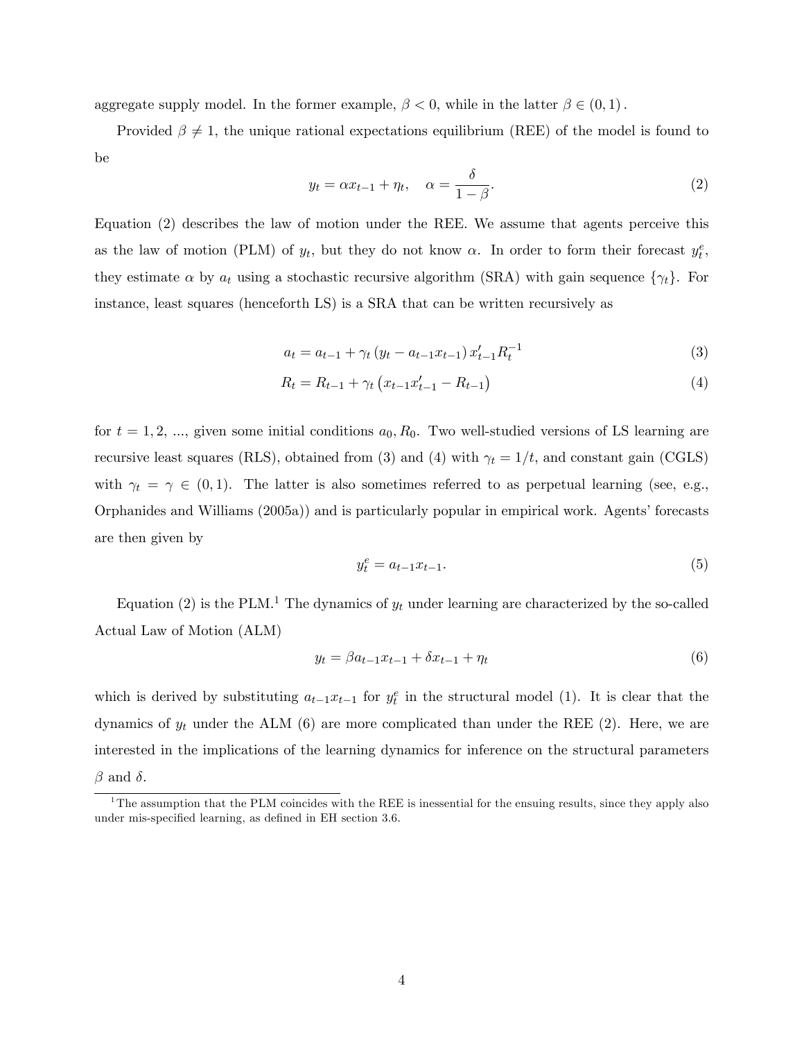aggregate supply model. In the former example, $\beta < 0$, while in the latter $\beta \in (0, 1)$.

Provided $\beta \neq 1$, the unique rational expectations equilibrium (REE) of the model is found to be

$$y_t = \alpha x_{t-1} + \eta_t, \quad \alpha = \frac{\delta}{1 - \beta}. \tag{2}$$

Equation (2) describes the law of motion under the REE. We assume that agents perceive this as the law of motion (PLM) of $y_t$, but they do not know $\alpha$. In order to form their forecast $y_t^e$, they estimate $\alpha$ by $a_t$ using a stochastic recursive algorithm (SRA) with gain sequence $\{\gamma_t\}$. For instance, least squares (henceforth LS) is a SRA that can be written recursively as

$$a_t = a_{t-1} + \gamma_t \left(y_t - a_{t-1} x_{t-1}\right) x'_{t-1} R_t^{-1} \tag{3}$$

$$R_t = R_{t-1} + \gamma_t \left(x_{t-1} x'_{t-1} - R_{t-1}\right) \tag{4}$$

for $t = 1, 2, ...,$ given some initial conditions $a_0, R_0$. Two well-studied versions of LS learning are recursive least squares (RLS), obtained from (3) and (4) with $\gamma_t = 1/t$, and constant gain (CGLS) with $\gamma_t = \gamma \in (0, 1)$. The latter is also sometimes referred to as perpetual learning (see, e.g., Orphanides and Williams (2005a)) and is particularly popular in empirical work. Agents' forecasts are then given by

$$y_t^e = a_{t-1} x_{t-1}. \tag{5}$$

Equation (2) is the PLM.[1] The dynamics of $y_t$ under learning are characterized by the so-called Actual Law of Motion (ALM)

$$y_t = \beta a_{t-1} x_{t-1} + \delta x_{t-1} + \eta_t \tag{6}$$

which is derived by substituting $a_{t-1} x_{t-1}$ for $y_t^e$ in the structural model (1). It is clear that the dynamics of $y_t$ under the ALM (6) are more complicated than under the REE (2). Here, we are interested in the implications of the learning dynamics for inference on the structural parameters $\beta$ and $\delta$.

[1] The assumption that the PLM coincides with the REE is inessential for the ensuing results, since they apply also under mis-specified learning, as defined in EH section 3.6.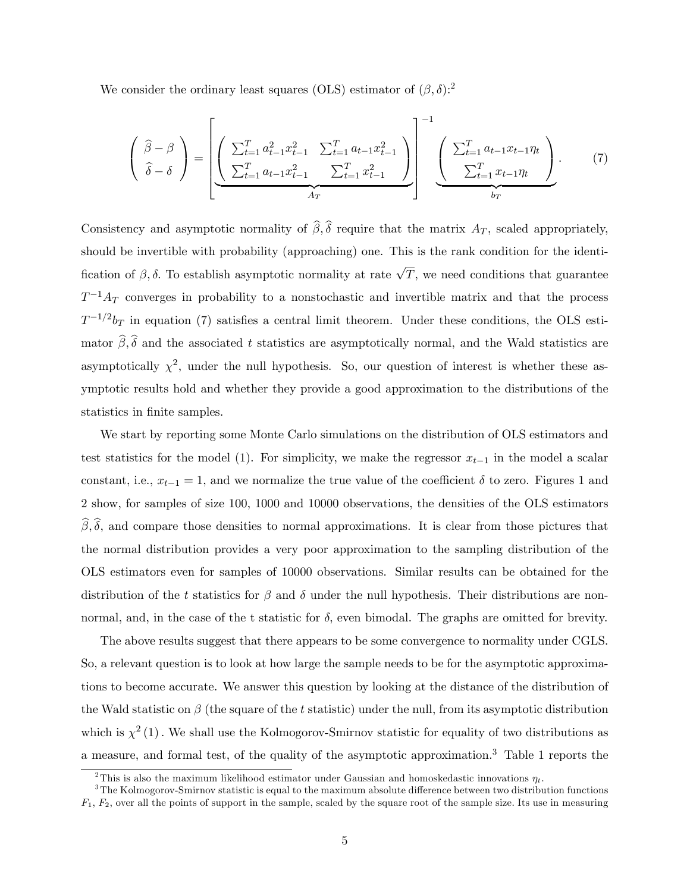We consider the ordinary least squares (OLS) estimator of $(\beta, \delta)$:[2]

$$
\begin{pmatrix} \widehat{\beta} - \beta \\ \widehat{\delta} - \delta \end{pmatrix} = \left[ \underbrace{\begin{pmatrix} \sum_{t=1}^{T} a_{t-1}^2 x_{t-1}^2 & \sum_{t=1}^{T} a_{t-1} x_{t-1}^2 \\ \sum_{t=1}^{T} a_{t-1} x_{t-1}^2 & \sum_{t=1}^{T} x_{t-1}^2 \end{pmatrix}}_{A_T} \right]^{-1} \underbrace{\begin{pmatrix} \sum_{t=1}^{T} a_{t-1} x_{t-1} \eta_t \\ \sum_{t=1}^{T} x_{t-1} \eta_t \end{pmatrix}}_{b_T}. \tag{7}
$$

Consistency and asymptotic normality of $\widehat{\beta}, \widehat{\delta}$ require that the matrix $A_T$, scaled appropriately, should be invertible with probability (approaching) one. This is the rank condition for the identification of $\beta, \delta$. To establish asymptotic normality at rate $\sqrt{T}$, we need conditions that guarantee $T^{-1} A_T$ converges in probability to a nonstochastic and invertible matrix and that the process $T^{-1/2} b_T$ in equation (7) satisfies a central limit theorem. Under these conditions, the OLS estimator $\widehat{\beta}, \widehat{\delta}$ and the associated $t$ statistics are asymptotically normal, and the Wald statistics are asymptotically $\chi^2$, under the null hypothesis. So, our question of interest is whether these asymptotic results hold and whether they provide a good approximation to the distributions of the statistics in finite samples.

We start by reporting some Monte Carlo simulations on the distribution of OLS estimators and test statistics for the model (1). For simplicity, we make the regressor $x_{t-1}$ in the model a scalar constant, i.e., $x_{t-1} = 1$, and we normalize the true value of the coefficient $\delta$ to zero. Figures 1 and 2 show, for samples of size 100, 1000 and 10000 observations, the densities of the OLS estimators $\widehat{\beta}, \widehat{\delta}$, and compare those densities to normal approximations. It is clear from those pictures that the normal distribution provides a very poor approximation to the sampling distribution of the OLS estimators even for samples of 10000 observations. Similar results can be obtained for the distribution of the $t$ statistics for $\beta$ and $\delta$ under the null hypothesis. Their distributions are non-normal, and, in the case of the t statistic for $\delta$, even bimodal. The graphs are omitted for brevity.

The above results suggest that there appears to be some convergence to normality under CGLS. So, a relevant question is to look at how large the sample needs to be for the asymptotic approximations to become accurate. We answer this question by looking at the distance of the distribution of the Wald statistic on $\beta$ (the square of the $t$ statistic) under the null, from its asymptotic distribution which is $\chi^2(1)$. We shall use the Kolmogorov-Smirnov statistic for equality of two distributions as a measure, and formal test, of the quality of the asymptotic approximation.[3] Table 1 reports the

[2] This is also the maximum likelihood estimator under Gaussian and homoskedastic innovations $\eta_t$.

[3] The Kolmogorov-Smirnov statistic is equal to the maximum absolute difference between two distribution functions $F_1$, $F_2$, over all the points of support in the sample, scaled by the square root of the sample size. Its use in measuring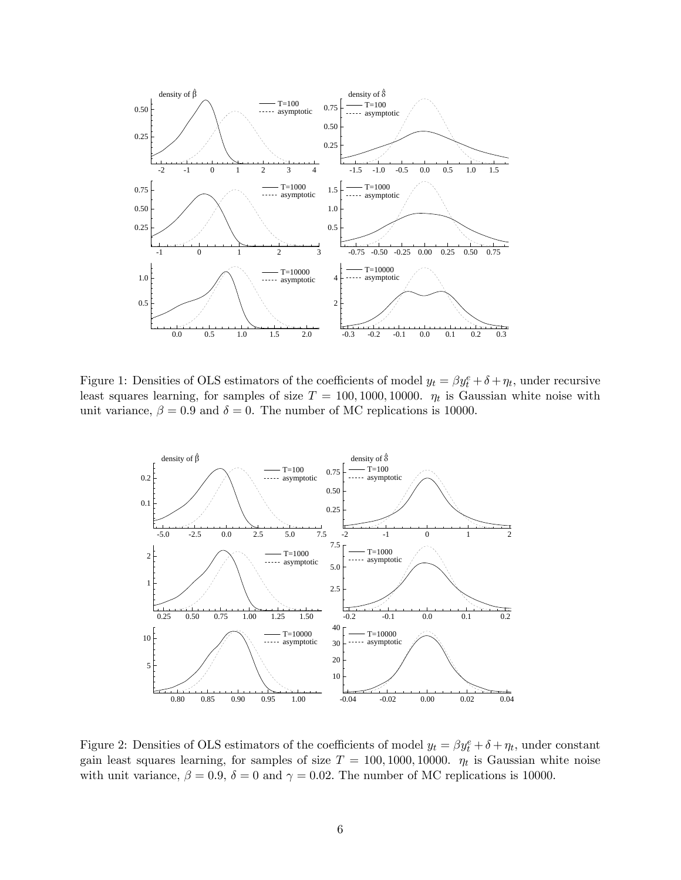Figure 1: Densities of OLS estimators of the coefficients of model $y_t = \beta y_t^e + \delta + \eta_t$, under recursive least squares learning, for samples of size $T = 100, 1000, 10000$. $\eta_t$ is Gaussian white noise with unit variance, $\beta = 0.9$ and $\delta = 0$. The number of MC replications is 10000.

Figure 2: Densities of OLS estimators of the coefficients of model $y_t = \beta y_t^e + \delta + \eta_t$, under constant gain least squares learning, for samples of size $T = 100, 1000, 10000$. $\eta_t$ is Gaussian white noise with unit variance, $\beta = 0.9$, $\delta = 0$ and $\gamma = 0.02$. The number of MC replications is 10000.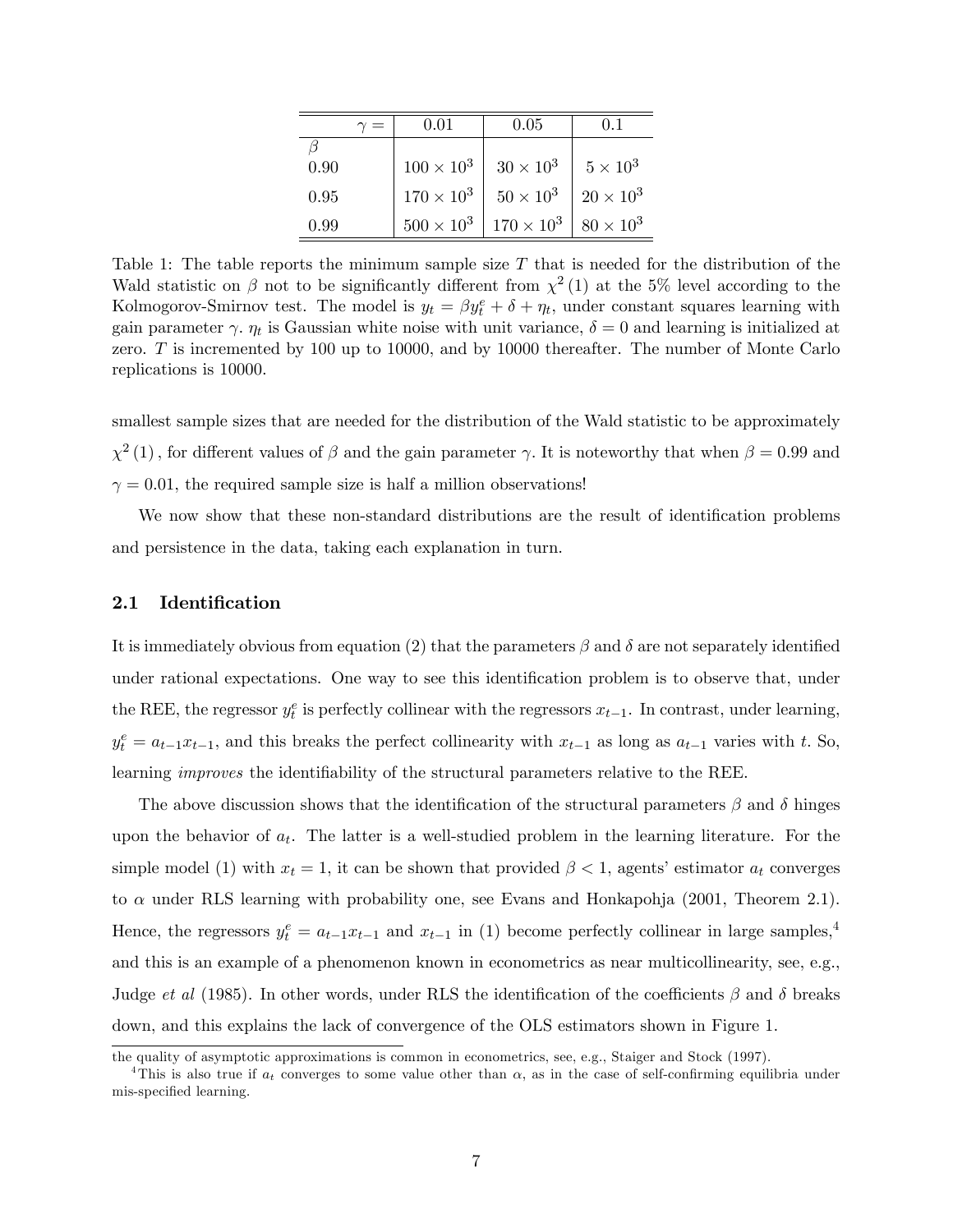| $\gamma =$ | 0.01 | 0.05 | 0.1 |
|---|---|---|---|
| $\beta$ | | | |
| 0.90 | $100 \times 10^3$ | $30 \times 10^3$ | $5 \times 10^3$ |
| 0.95 | $170 \times 10^3$ | $50 \times 10^3$ | $20 \times 10^3$ |
| 0.99 | $500 \times 10^3$ | $170 \times 10^3$ | $80 \times 10^3$ |

Table 1: The table reports the minimum sample size $T$ that is needed for the distribution of the Wald statistic on $\beta$ not to be significantly different from $\chi^2(1)$ at the 5% level according to the Kolmogorov-Smirnov test. The model is $y_t = \beta y_t^e + \delta + \eta_t$, under constant squares learning with gain parameter $\gamma$. $\eta_t$ is Gaussian white noise with unit variance, $\delta = 0$ and learning is initialized at zero. $T$ is incremented by 100 up to 10000, and by 10000 thereafter. The number of Monte Carlo replications is 10000.

smallest sample sizes that are needed for the distribution of the Wald statistic to be approximately $\chi^2(1)$, for different values of $\beta$ and the gain parameter $\gamma$. It is noteworthy that when $\beta = 0.99$ and $\gamma = 0.01$, the required sample size is half a million observations!

We now show that these non-standard distributions are the result of identification problems and persistence in the data, taking each explanation in turn.

### 2.1 Identification

It is immediately obvious from equation (2) that the parameters $\beta$ and $\delta$ are not separately identified under rational expectations. One way to see this identification problem is to observe that, under the REE, the regressor $y_t^e$ is perfectly collinear with the regressors $x_{t-1}$. In contrast, under learning, $y_t^e = a_{t-1}x_{t-1}$, and this breaks the perfect collinearity with $x_{t-1}$ as long as $a_{t-1}$ varies with $t$. So, learning *improves* the identifiability of the structural parameters relative to the REE.

The above discussion shows that the identification of the structural parameters $\beta$ and $\delta$ hinges upon the behavior of $a_t$. The latter is a well-studied problem in the learning literature. For the simple model (1) with $x_t = 1$, it can be shown that provided $\beta < 1$, agents' estimator $a_t$ converges to $\alpha$ under RLS learning with probability one, see Evans and Honkapohja (2001, Theorem 2.1). Hence, the regressors $y_t^e = a_{t-1}x_{t-1}$ and $x_{t-1}$ in (1) become perfectly collinear in large samples,[4] and this is an example of a phenomenon known in econometrics as near multicollinearity, see, e.g., Judge *et al* (1985). In other words, under RLS the identification of the coefficients $\beta$ and $\delta$ breaks down, and this explains the lack of convergence of the OLS estimators shown in Figure 1.

the quality of asymptotic approximations is common in econometrics, see, e.g., Staiger and Stock (1997).

[4] This is also true if $a_t$ converges to some value other than $\alpha$, as in the case of self-confirming equilibria under mis-specified learning.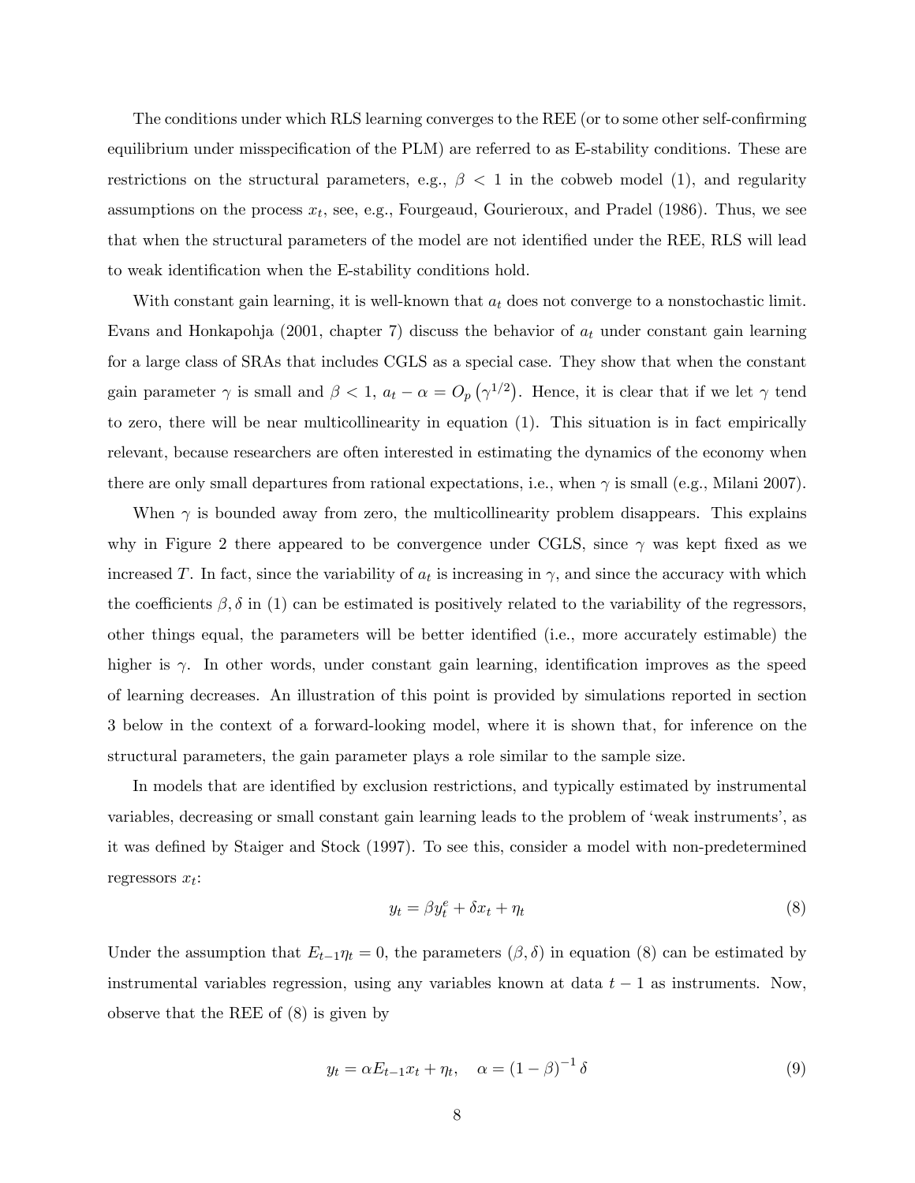The conditions under which RLS learning converges to the REE (or to some other self-confirming equilibrium under misspecification of the PLM) are referred to as E-stability conditions. These are restrictions on the structural parameters, e.g., $\beta < 1$ in the cobweb model (1), and regularity assumptions on the process $x_t$, see, e.g., Fourgeaud, Gourieroux, and Pradel (1986). Thus, we see that when the structural parameters of the model are not identified under the REE, RLS will lead to weak identification when the E-stability conditions hold.

With constant gain learning, it is well-known that $a_t$ does not converge to a nonstochastic limit. Evans and Honkapohja (2001, chapter 7) discuss the behavior of $a_t$ under constant gain learning for a large class of SRAs that includes CGLS as a special case. They show that when the constant gain parameter $\gamma$ is small and $\beta < 1$, $a_t - \alpha = O_p\left(\gamma^{1/2}\right)$. Hence, it is clear that if we let $\gamma$ tend to zero, there will be near multicollinearity in equation (1). This situation is in fact empirically relevant, because researchers are often interested in estimating the dynamics of the economy when there are only small departures from rational expectations, i.e., when $\gamma$ is small (e.g., Milani 2007).

When $\gamma$ is bounded away from zero, the multicollinearity problem disappears. This explains why in Figure 2 there appeared to be convergence under CGLS, since $\gamma$ was kept fixed as we increased $T$. In fact, since the variability of $a_t$ is increasing in $\gamma$, and since the accuracy with which the coefficients $\beta, \delta$ in (1) can be estimated is positively related to the variability of the regressors, other things equal, the parameters will be better identified (i.e., more accurately estimable) the higher is $\gamma$. In other words, under constant gain learning, identification improves as the speed of learning decreases. An illustration of this point is provided by simulations reported in section 3 below in the context of a forward-looking model, where it is shown that, for inference on the structural parameters, the gain parameter plays a role similar to the sample size.

In models that are identified by exclusion restrictions, and typically estimated by instrumental variables, decreasing or small constant gain learning leads to the problem of 'weak instruments', as it was defined by Staiger and Stock (1997). To see this, consider a model with non-predetermined regressors $x_t$:

$$y_t = \beta y_t^e + \delta x_t + \eta_t \tag{8}$$

Under the assumption that $E_{t-1}\eta_t = 0$, the parameters $(\beta, \delta)$ in equation (8) can be estimated by instrumental variables regression, using any variables known at data $t-1$ as instruments. Now, observe that the REE of (8) is given by

$$y_t = \alpha E_{t-1} x_t + \eta_t, \quad \alpha = (1-\beta)^{-1}\delta \tag{9}$$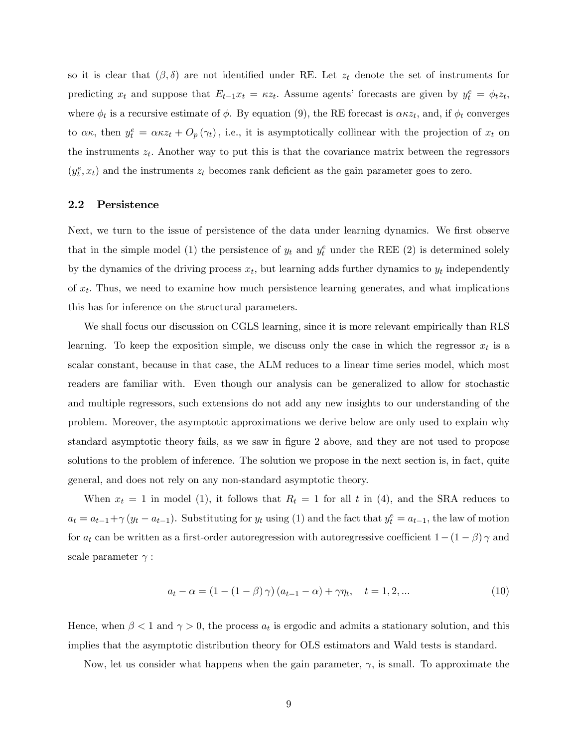so it is clear that $(\beta, \delta)$ are not identified under RE. Let $z_t$ denote the set of instruments for predicting $x_t$ and suppose that $E_{t-1}x_t = \kappa z_t$. Assume agents' forecasts are given by $y_t^e = \phi_t z_t$, where $\phi_t$ is a recursive estimate of $\phi$. By equation (9), the RE forecast is $\alpha\kappa z_t$, and, if $\phi_t$ converges to $\alpha\kappa$, then $y_t^e = \alpha\kappa z_t + O_p(\gamma_t)$, i.e., it is asymptotically collinear with the projection of $x_t$ on the instruments $z_t$. Another way to put this is that the covariance matrix between the regressors $(y_t^e, x_t)$ and the instruments $z_t$ becomes rank deficient as the gain parameter goes to zero.

## 2.2 Persistence

Next, we turn to the issue of persistence of the data under learning dynamics. We first observe that in the simple model (1) the persistence of $y_t$ and $y_t^e$ under the REE (2) is determined solely by the dynamics of the driving process $x_t$, but learning adds further dynamics to $y_t$ independently of $x_t$. Thus, we need to examine how much persistence learning generates, and what implications this has for inference on the structural parameters.

We shall focus our discussion on CGLS learning, since it is more relevant empirically than RLS learning. To keep the exposition simple, we discuss only the case in which the regressor $x_t$ is a scalar constant, because in that case, the ALM reduces to a linear time series model, which most readers are familiar with. Even though our analysis can be generalized to allow for stochastic and multiple regressors, such extensions do not add any new insights to our understanding of the problem. Moreover, the asymptotic approximations we derive below are only used to explain why standard asymptotic theory fails, as we saw in figure 2 above, and they are not used to propose solutions to the problem of inference. The solution we propose in the next section is, in fact, quite general, and does not rely on any non-standard asymptotic theory.

When $x_t = 1$ in model (1), it follows that $R_t = 1$ for all $t$ in (4), and the SRA reduces to $a_t = a_{t-1} + \gamma(y_t - a_{t-1})$. Substituting for $y_t$ using (1) and the fact that $y_t^e = a_{t-1}$, the law of motion for $a_t$ can be written as a first-order autoregression with autoregressive coefficient $1 - (1-\beta)\gamma$ and scale parameter $\gamma$ :

$$a_t - \alpha = (1 - (1-\beta)\gamma)(a_{t-1} - \alpha) + \gamma\eta_t, \quad t = 1, 2, ... \tag{10}$$

Hence, when $\beta < 1$ and $\gamma > 0$, the process $a_t$ is ergodic and admits a stationary solution, and this implies that the asymptotic distribution theory for OLS estimators and Wald tests is standard.

Now, let us consider what happens when the gain parameter, $\gamma$, is small. To approximate the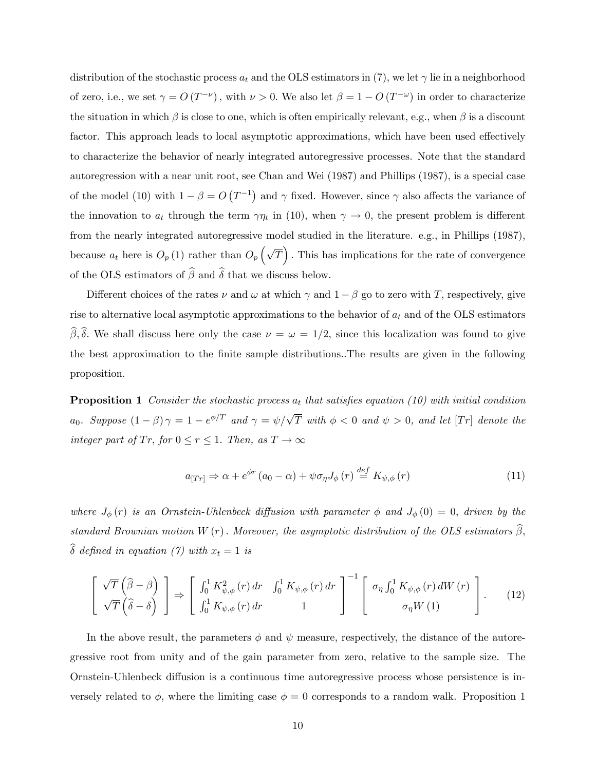distribution of the stochastic process $a_t$ and the OLS estimators in (7), we let $\gamma$ lie in a neighborhood of zero, i.e., we set $\gamma = O\left(T^{-\nu}\right)$, with $\nu > 0$. We also let $\beta = 1 - O\left(T^{-\omega}\right)$ in order to characterize the situation in which $\beta$ is close to one, which is often empirically relevant, e.g., when $\beta$ is a discount factor. This approach leads to local asymptotic approximations, which have been used effectively to characterize the behavior of nearly integrated autoregressive processes. Note that the standard autoregression with a near unit root, see Chan and Wei (1987) and Phillips (1987), is a special case of the model (10) with $1 - \beta = O\left(T^{-1}\right)$ and $\gamma$ fixed. However, since $\gamma$ also affects the variance of the innovation to $a_t$ through the term $\gamma\eta_t$ in (10), when $\gamma \to 0$, the present problem is different from the nearly integrated autoregressive model studied in the literature. e.g., in Phillips (1987), because $a_t$ here is $O_p(1)$ rather than $O_p\left(\sqrt{T}\right)$. This has implications for the rate of convergence of the OLS estimators of $\widehat{\beta}$ and $\widehat{\delta}$ that we discuss below.

Different choices of the rates $\nu$ and $\omega$ at which $\gamma$ and $1 - \beta$ go to zero with $T$, respectively, give rise to alternative local asymptotic approximations to the behavior of $a_t$ and of the OLS estimators $\widehat{\beta}, \widehat{\delta}$. We shall discuss here only the case $\nu = \omega = 1/2$, since this localization was found to give the best approximation to the finite sample distributions..The results are given in the following proposition.

**Proposition 1** *Consider the stochastic process $a_t$ that satisfies equation (10) with initial condition $a_0$. Suppose $(1-\beta)\gamma = 1 - e^{\phi/T}$ and $\gamma = \psi/\sqrt{T}$ with $\phi < 0$ and $\psi > 0$, and let $[Tr]$ denote the integer part of $Tr$, for $0 \leq r \leq 1$. Then, as $T \to \infty$*

$$a_{[Tr]} \Rightarrow \alpha + e^{\phi r}(a_0 - \alpha) + \psi\sigma_\eta J_\phi(r) \stackrel{def}{=} K_{\psi,\phi}(r) \tag{11}$$

*where $J_\phi(r)$ is an Ornstein-Uhlenbeck diffusion with parameter $\phi$ and $J_\phi(0) = 0$, driven by the standard Brownian motion $W(r)$. Moreover, the asymptotic distribution of the OLS estimators $\widehat{\beta}$, $\widehat{\delta}$ defined in equation (7) with $x_t = 1$ is*

$$\begin{bmatrix} \sqrt{T}\left(\widehat{\beta} - \beta\right) \\ \sqrt{T}\left(\widehat{\delta} - \delta\right) \end{bmatrix} \Rightarrow \begin{bmatrix} \int_0^1 K_{\psi,\phi}^2(r)\,dr & \int_0^1 K_{\psi,\phi}(r)\,dr \\ \int_0^1 K_{\psi,\phi}(r)\,dr & 1 \end{bmatrix}^{-1} \begin{bmatrix} \sigma_\eta \int_0^1 K_{\psi,\phi}(r)\,dW(r) \\ \sigma_\eta W(1) \end{bmatrix}. \tag{12}$$

In the above result, the parameters $\phi$ and $\psi$ measure, respectively, the distance of the autoregressive root from unity and of the gain parameter from zero, relative to the sample size. The Ornstein-Uhlenbeck diffusion is a continuous time autoregressive process whose persistence is inversely related to $\phi$, where the limiting case $\phi = 0$ corresponds to a random walk. Proposition 1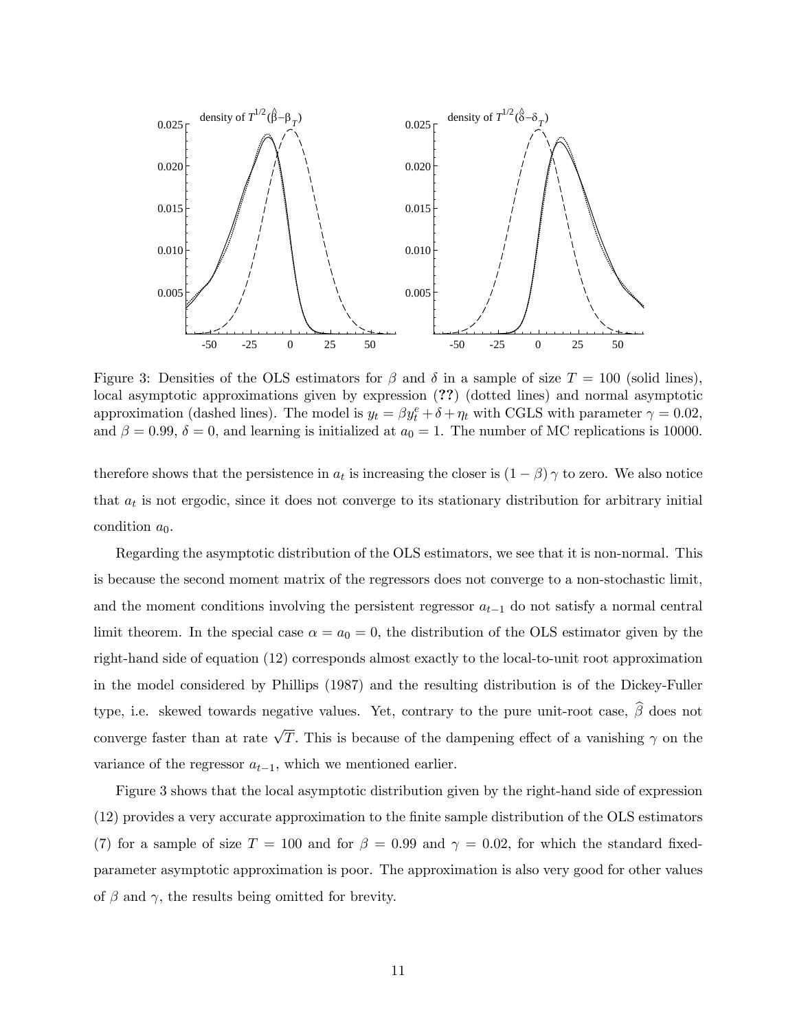Figure 3: Densities of the OLS estimators for $\beta$ and $\delta$ in a sample of size $T = 100$ (solid lines), local asymptotic approximations given by expression (**??**) (dotted lines) and normal asymptotic approximation (dashed lines). The model is $y_t = \beta y_t^e + \delta + \eta_t$ with CGLS with parameter $\gamma = 0.02$, and $\beta = 0.99$, $\delta = 0$, and learning is initialized at $a_0 = 1$. The number of MC replications is 10000.

therefore shows that the persistence in $a_t$ is increasing the closer is $(1 - \beta)\gamma$ to zero. We also notice that $a_t$ is not ergodic, since it does not converge to its stationary distribution for arbitrary initial condition $a_0$.

Regarding the asymptotic distribution of the OLS estimators, we see that it is non-normal. This is because the second moment matrix of the regressors does not converge to a non-stochastic limit, and the moment conditions involving the persistent regressor $a_{t-1}$ do not satisfy a normal central limit theorem. In the special case $\alpha = a_0 = 0$, the distribution of the OLS estimator given by the right-hand side of equation (12) corresponds almost exactly to the local-to-unit root approximation in the model considered by Phillips (1987) and the resulting distribution is of the Dickey-Fuller type, i.e. skewed towards negative values. Yet, contrary to the pure unit-root case, $\widehat{\beta}$ does not converge faster than at rate $\sqrt{T}$. This is because of the dampening effect of a vanishing $\gamma$ on the variance of the regressor $a_{t-1}$, which we mentioned earlier.

Figure 3 shows that the local asymptotic distribution given by the right-hand side of expression (12) provides a very accurate approximation to the finite sample distribution of the OLS estimators (7) for a sample of size $T = 100$ and for $\beta = 0.99$ and $\gamma = 0.02$, for which the standard fixed-parameter asymptotic approximation is poor. The approximation is also very good for other values of $\beta$ and $\gamma$, the results being omitted for brevity.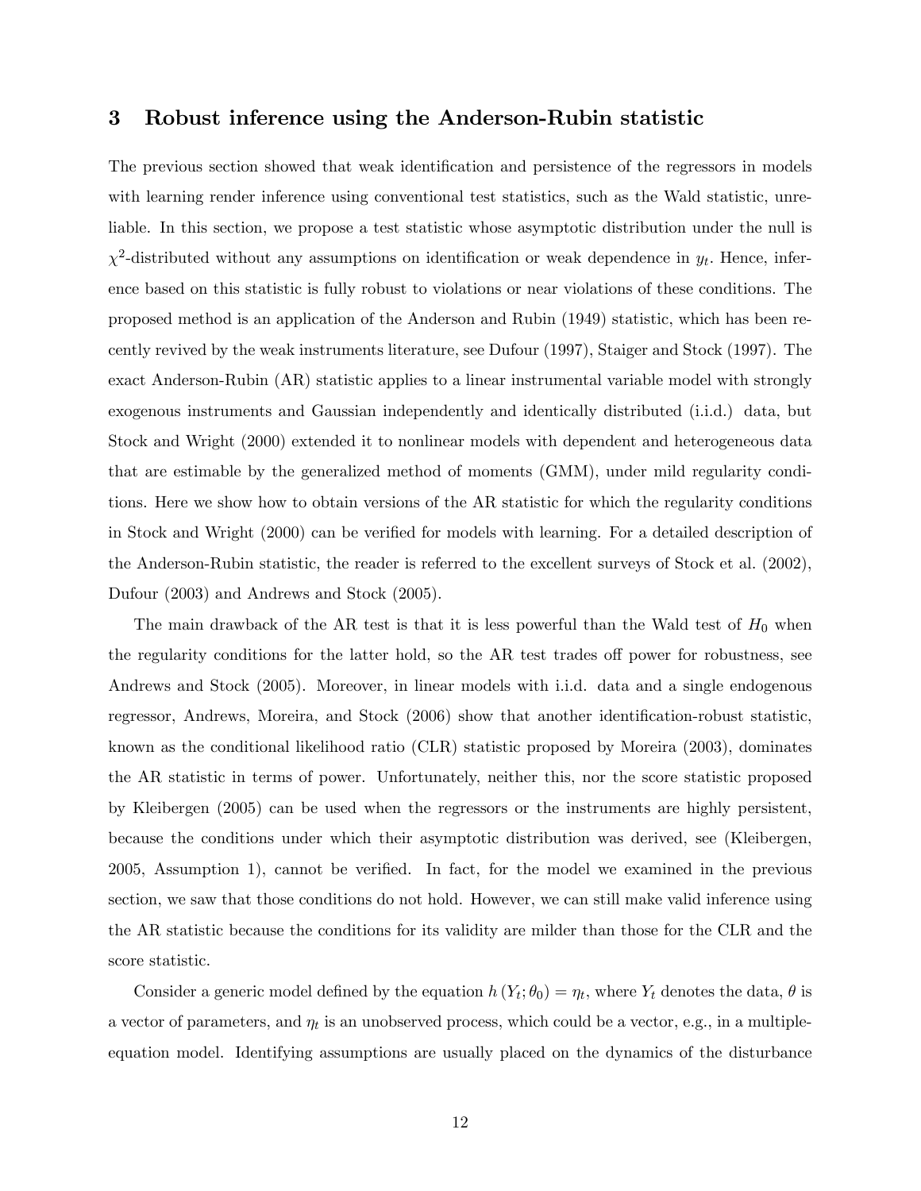## 3 Robust inference using the Anderson-Rubin statistic

The previous section showed that weak identification and persistence of the regressors in models with learning render inference using conventional test statistics, such as the Wald statistic, unreliable. In this section, we propose a test statistic whose asymptotic distribution under the null is $\chi^2$-distributed without any assumptions on identification or weak dependence in $y_t$. Hence, inference based on this statistic is fully robust to violations or near violations of these conditions. The proposed method is an application of the Anderson and Rubin (1949) statistic, which has been recently revived by the weak instruments literature, see Dufour (1997), Staiger and Stock (1997). The exact Anderson-Rubin (AR) statistic applies to a linear instrumental variable model with strongly exogenous instruments and Gaussian independently and identically distributed (i.i.d.) data, but Stock and Wright (2000) extended it to nonlinear models with dependent and heterogeneous data that are estimable by the generalized method of moments (GMM), under mild regularity conditions. Here we show how to obtain versions of the AR statistic for which the regularity conditions in Stock and Wright (2000) can be verified for models with learning. For a detailed description of the Anderson-Rubin statistic, the reader is referred to the excellent surveys of Stock et al. (2002), Dufour (2003) and Andrews and Stock (2005).

The main drawback of the AR test is that it is less powerful than the Wald test of $H_0$ when the regularity conditions for the latter hold, so the AR test trades off power for robustness, see Andrews and Stock (2005). Moreover, in linear models with i.i.d. data and a single endogenous regressor, Andrews, Moreira, and Stock (2006) show that another identification-robust statistic, known as the conditional likelihood ratio (CLR) statistic proposed by Moreira (2003), dominates the AR statistic in terms of power. Unfortunately, neither this, nor the score statistic proposed by Kleibergen (2005) can be used when the regressors or the instruments are highly persistent, because the conditions under which their asymptotic distribution was derived, see (Kleibergen, 2005, Assumption 1), cannot be verified. In fact, for the model we examined in the previous section, we saw that those conditions do not hold. However, we can still make valid inference using the AR statistic because the conditions for its validity are milder than those for the CLR and the score statistic.

Consider a generic model defined by the equation $h(Y_t; \theta_0) = \eta_t$, where $Y_t$ denotes the data, $\theta$ is a vector of parameters, and $\eta_t$ is an unobserved process, which could be a vector, e.g., in a multiple-equation model. Identifying assumptions are usually placed on the dynamics of the disturbance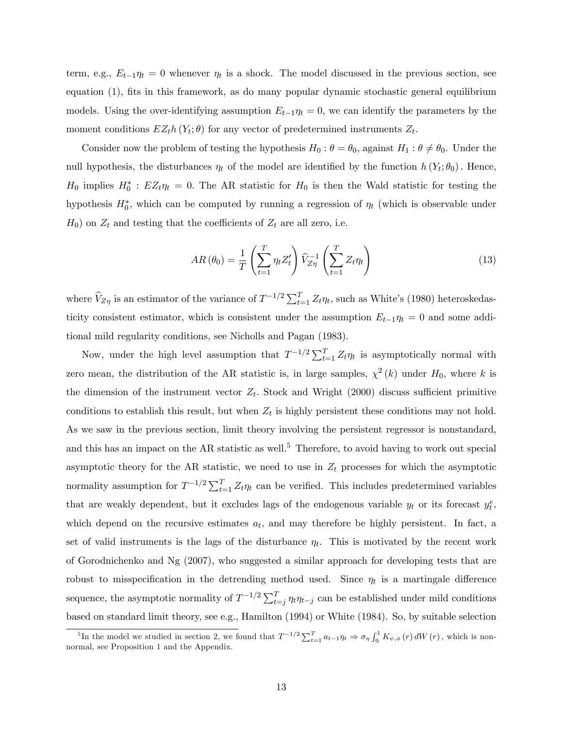term, e.g., $E_{t-1}\eta_t = 0$ whenever $\eta_t$ is a shock. The model discussed in the previous section, see equation (1), fits in this framework, as do many popular dynamic stochastic general equilibrium models. Using the over-identifying assumption $E_{t-1}\eta_t = 0$, we can identify the parameters by the moment conditions $EZ_t h(Y_t; \theta)$ for any vector of predetermined instruments $Z_t$.

Consider now the problem of testing the hypothesis $H_0 : \theta = \theta_0$, against $H_1 : \theta \neq \theta_0$. Under the null hypothesis, the disturbances $\eta_t$ of the model are identified by the function $h(Y_t; \theta_0)$. Hence, $H_0$ implies $H_0^* : EZ_t\eta_t = 0$. The AR statistic for $H_0$ is then the Wald statistic for testing the hypothesis $H_0^*$, which can be computed by running a regression of $\eta_t$ (which is observable under $H_0$) on $Z_t$ and testing that the coefficients of $Z_t$ are all zero, i.e.

$$AR(\theta_0) = \frac{1}{T}\left(\sum_{t=1}^{T} \eta_t Z_t'\right) \widehat{V}_{Z\eta}^{-1} \left(\sum_{t=1}^{T} Z_t \eta_t\right) \tag{13}$$

where $\widehat{V}_{Z\eta}$ is an estimator of the variance of $T^{-1/2}\sum_{t=1}^{T} Z_t\eta_t$, such as White's (1980) heteroskedasticity consistent estimator, which is consistent under the assumption $E_{t-1}\eta_t = 0$ and some additional mild regularity conditions, see Nicholls and Pagan (1983).

Now, under the high level assumption that $T^{-1/2}\sum_{t=1}^{T} Z_t\eta_t$ is asymptotically normal with zero mean, the distribution of the AR statistic is, in large samples, $\chi^2(k)$ under $H_0$, where $k$ is the dimension of the instrument vector $Z_t$. Stock and Wright (2000) discuss sufficient primitive conditions to establish this result, but when $Z_t$ is highly persistent these conditions may not hold. As we saw in the previous section, limit theory involving the persistent regressor is nonstandard, and this has an impact on the AR statistic as well.[5] Therefore, to avoid having to work out special asymptotic theory for the AR statistic, we need to use in $Z_t$ processes for which the asymptotic normality assumption for $T^{-1/2}\sum_{t=1}^{T} Z_t\eta_t$ can be verified. This includes predetermined variables that are weakly dependent, but it excludes lags of the endogenous variable $y_t$ or its forecast $y_t^e$, which depend on the recursive estimates $a_t$, and may therefore be highly persistent. In fact, a set of valid instruments is the lags of the disturbance $\eta_t$. This is motivated by the recent work of Gorodnichenko and Ng (2007), who suggested a similar approach for developing tests that are robust to misspecification in the detrending method used. Since $\eta_t$ is a martingale difference sequence, the asymptotic normality of $T^{-1/2}\sum_{t=j}^{T} \eta_t\eta_{t-j}$ can be established under mild conditions based on standard limit theory, see e.g., Hamilton (1994) or White (1984). So, by suitable selection

[5] In the model we studied in section 2, we found that $T^{-1/2}\sum_{t=1}^{T} a_{t-1}\eta_t \Rightarrow \sigma_\eta \int_0^1 K_{\psi,\phi}(r)\, dW(r)$, which is non-normal, see Proposition 1 and the Appendix.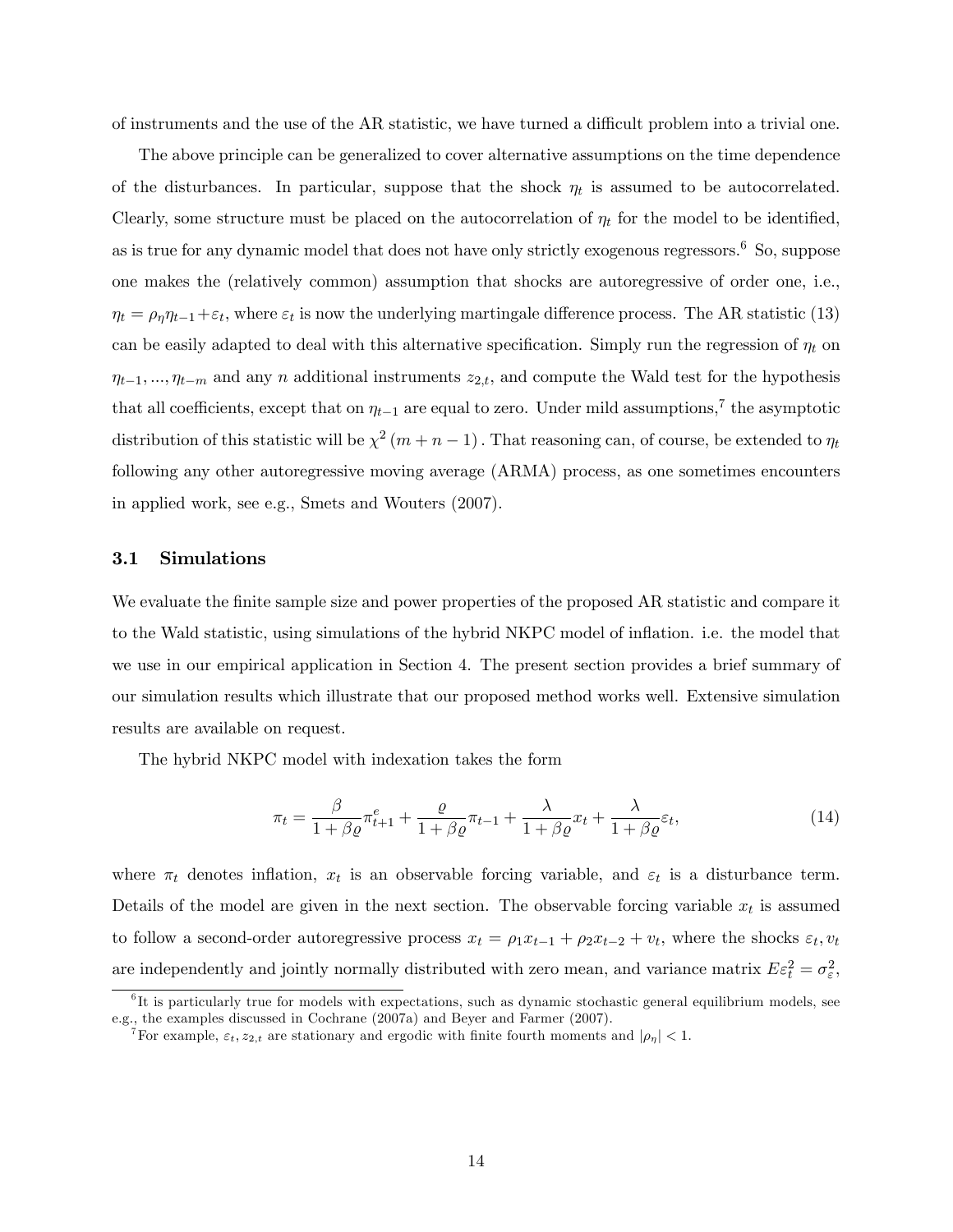of instruments and the use of the AR statistic, we have turned a difficult problem into a trivial one.

The above principle can be generalized to cover alternative assumptions on the time dependence of the disturbances. In particular, suppose that the shock $\eta_t$ is assumed to be autocorrelated. Clearly, some structure must be placed on the autocorrelation of $\eta_t$ for the model to be identified, as is true for any dynamic model that does not have only strictly exogenous regressors.[6] So, suppose one makes the (relatively common) assumption that shocks are autoregressive of order one, i.e., $\eta_t = \rho_\eta \eta_{t-1} + \varepsilon_t$, where $\varepsilon_t$ is now the underlying martingale difference process. The AR statistic (13) can be easily adapted to deal with this alternative specification. Simply run the regression of $\eta_t$ on $\eta_{t-1}, ..., \eta_{t-m}$ and any $n$ additional instruments $z_{2,t}$, and compute the Wald test for the hypothesis that all coefficients, except that on $\eta_{t-1}$ are equal to zero. Under mild assumptions,[7] the asymptotic distribution of this statistic will be $\chi^2(m+n-1)$. That reasoning can, of course, be extended to $\eta_t$ following any other autoregressive moving average (ARMA) process, as one sometimes encounters in applied work, see e.g., Smets and Wouters (2007).

### 3.1 Simulations

We evaluate the finite sample size and power properties of the proposed AR statistic and compare it to the Wald statistic, using simulations of the hybrid NKPC model of inflation. i.e. the model that we use in our empirical application in Section 4. The present section provides a brief summary of our simulation results which illustrate that our proposed method works well. Extensive simulation results are available on request.

The hybrid NKPC model with indexation takes the form

$$\pi_t = \frac{\beta}{1+\beta\varrho}\pi^e_{t+1} + \frac{\varrho}{1+\beta\varrho}\pi_{t-1} + \frac{\lambda}{1+\beta\varrho}x_t + \frac{\lambda}{1+\beta\varrho}\varepsilon_t, \tag{14}$$

where $\pi_t$ denotes inflation, $x_t$ is an observable forcing variable, and $\varepsilon_t$ is a disturbance term. Details of the model are given in the next section. The observable forcing variable $x_t$ is assumed to follow a second-order autoregressive process $x_t = \rho_1 x_{t-1} + \rho_2 x_{t-2} + v_t$, where the shocks $\varepsilon_t, v_t$ are independently and jointly normally distributed with zero mean, and variance matrix $E\varepsilon_t^2 = \sigma_\varepsilon^2$,

---

[6] It is particularly true for models with expectations, such as dynamic stochastic general equilibrium models, see e.g., the examples discussed in Cochrane (2007a) and Beyer and Farmer (2007).

[7] For example, $\varepsilon_t, z_{2,t}$ are stationary and ergodic with finite fourth moments and $|\rho_\eta| < 1$.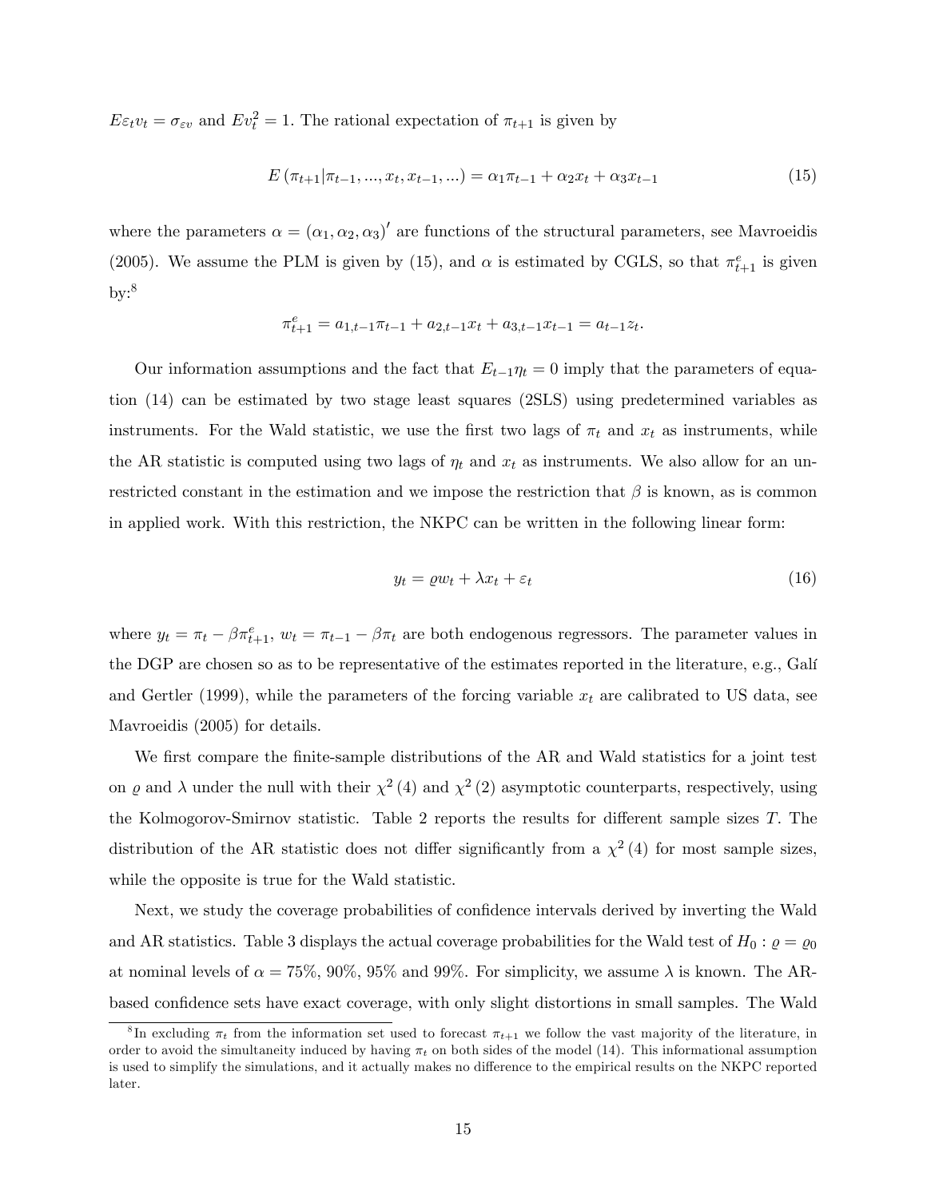$E\varepsilon_t v_t = \sigma_{\varepsilon v}$ and $Ev_t^2 = 1$. The rational expectation of $\pi_{t+1}$ is given by

$$E\left(\pi_{t+1}|\pi_{t-1},...,x_t,x_{t-1},...\right) = \alpha_1\pi_{t-1} + \alpha_2 x_t + \alpha_3 x_{t-1} \tag{15}$$

where the parameters $\alpha = (\alpha_1, \alpha_2, \alpha_3)'$ are functions of the structural parameters, see Mavroeidis (2005). We assume the PLM is given by (15), and $\alpha$ is estimated by CGLS, so that $\pi_{t+1}^e$ is given by:[8]

$$\pi_{t+1}^e = a_{1,t-1}\pi_{t-1} + a_{2,t-1}x_t + a_{3,t-1}x_{t-1} = a_{t-1}z_t.$$

Our information assumptions and the fact that $E_{t-1}\eta_t = 0$ imply that the parameters of equation (14) can be estimated by two stage least squares (2SLS) using predetermined variables as instruments. For the Wald statistic, we use the first two lags of $\pi_t$ and $x_t$ as instruments, while the AR statistic is computed using two lags of $\eta_t$ and $x_t$ as instruments. We also allow for an unrestricted constant in the estimation and we impose the restriction that $\beta$ is known, as is common in applied work. With this restriction, the NKPC can be written in the following linear form:

$$y_t = \varrho w_t + \lambda x_t + \varepsilon_t \tag{16}$$

where $y_t = \pi_t - \beta\pi_{t+1}^e$, $w_t = \pi_{t-1} - \beta\pi_t$ are both endogenous regressors. The parameter values in the DGP are chosen so as to be representative of the estimates reported in the literature, e.g., Galí and Gertler (1999), while the parameters of the forcing variable $x_t$ are calibrated to US data, see Mavroeidis (2005) for details.

We first compare the finite-sample distributions of the AR and Wald statistics for a joint test on $\varrho$ and $\lambda$ under the null with their $\chi^2(4)$ and $\chi^2(2)$ asymptotic counterparts, respectively, using the Kolmogorov-Smirnov statistic. Table 2 reports the results for different sample sizes $T$. The distribution of the AR statistic does not differ significantly from a $\chi^2(4)$ for most sample sizes, while the opposite is true for the Wald statistic.

Next, we study the coverage probabilities of confidence intervals derived by inverting the Wald and AR statistics. Table 3 displays the actual coverage probabilities for the Wald test of $H_0 : \varrho = \varrho_0$ at nominal levels of $\alpha = 75\%$, $90\%$, $95\%$ and $99\%$. For simplicity, we assume $\lambda$ is known. The AR-based confidence sets have exact coverage, with only slight distortions in small samples. The Wald

[8] In excluding $\pi_t$ from the information set used to forecast $\pi_{t+1}$ we follow the vast majority of the literature, in order to avoid the simultaneity induced by having $\pi_t$ on both sides of the model (14). This informational assumption is used to simplify the simulations, and it actually makes no difference to the empirical results on the NKPC reported later.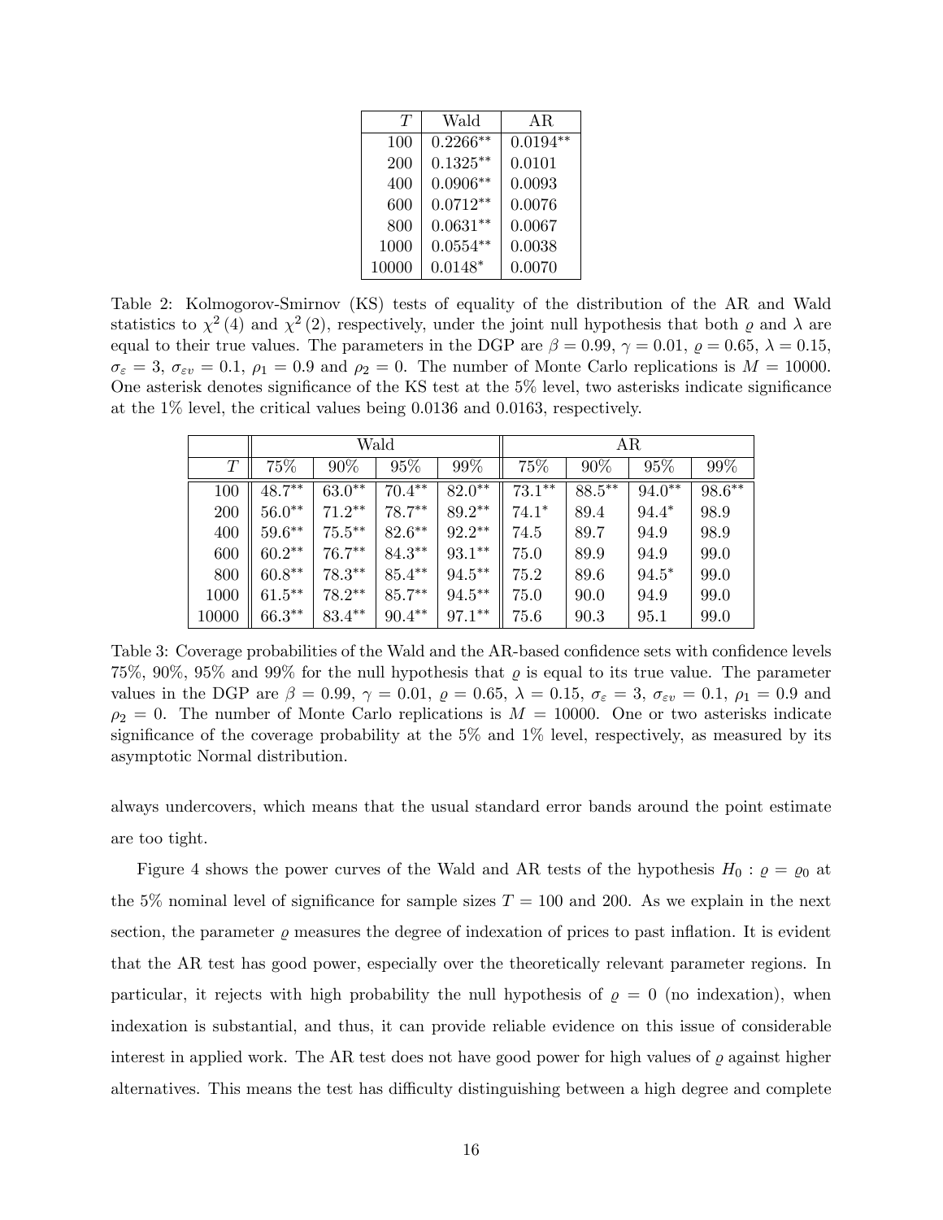| $T$ | Wald | AR |
|---|---|---|
| 100 | $0.2266^{**}$ | $0.0194^{**}$ |
| 200 | $0.1325^{**}$ | 0.0101 |
| 400 | $0.0906^{**}$ | 0.0093 |
| 600 | $0.0712^{**}$ | 0.0076 |
| 800 | $0.0631^{**}$ | 0.0067 |
| 1000 | $0.0554^{**}$ | 0.0038 |
| 10000 | $0.0148^{*}$ | 0.0070 |

Table 2: Kolmogorov-Smirnov (KS) tests of equality of the distribution of the AR and Wald statistics to $\chi^2(4)$ and $\chi^2(2)$, respectively, under the joint null hypothesis that both $\varrho$ and $\lambda$ are equal to their true values. The parameters in the DGP are $\beta = 0.99$, $\gamma = 0.01$, $\varrho = 0.65$, $\lambda = 0.15$, $\sigma_\varepsilon = 3$, $\sigma_{\varepsilon v} = 0.1$, $\rho_1 = 0.9$ and $\rho_2 = 0$. The number of Monte Carlo replications is $M = 10000$. One asterisk denotes significance of the KS test at the 5% level, two asterisks indicate significance at the 1% level, the critical values being 0.0136 and 0.0163, respectively.

| | Wald | | | | AR | | | |
|---|---|---|---|---|---|---|---|---|
| $T$ | 75% | 90% | 95% | 99% | 75% | 90% | 95% | 99% |
| 100 | $48.7^{**}$ | $63.0^{**}$ | $70.4^{**}$ | $82.0^{**}$ | $73.1^{**}$ | $88.5^{**}$ | $94.0^{**}$ | $98.6^{**}$ |
| 200 | $56.0^{**}$ | $71.2^{**}$ | $78.7^{**}$ | $89.2^{**}$ | $74.1^{*}$ | 89.4 | $94.4^{*}$ | 98.9 |
| 400 | $59.6^{**}$ | $75.5^{**}$ | $82.6^{**}$ | $92.2^{**}$ | 74.5 | 89.7 | 94.9 | 98.9 |
| 600 | $60.2^{**}$ | $76.7^{**}$ | $84.3^{**}$ | $93.1^{**}$ | 75.0 | 89.9 | 94.9 | 99.0 |
| 800 | $60.8^{**}$ | $78.3^{**}$ | $85.4^{**}$ | $94.5^{**}$ | 75.2 | 89.6 | $94.5^{*}$ | 99.0 |
| 1000 | $61.5^{**}$ | $78.2^{**}$ | $85.7^{**}$ | $94.5^{**}$ | 75.0 | 90.0 | 94.9 | 99.0 |
| 10000 | $66.3^{**}$ | $83.4^{**}$ | $90.4^{**}$ | $97.1^{**}$ | 75.6 | 90.3 | 95.1 | 99.0 |

Table 3: Coverage probabilities of the Wald and the AR-based confidence sets with confidence levels 75%, 90%, 95% and 99% for the null hypothesis that $\varrho$ is equal to its true value. The parameter values in the DGP are $\beta = 0.99$, $\gamma = 0.01$, $\varrho = 0.65$, $\lambda = 0.15$, $\sigma_\varepsilon = 3$, $\sigma_{\varepsilon v} = 0.1$, $\rho_1 = 0.9$ and $\rho_2 = 0$. The number of Monte Carlo replications is $M = 10000$. One or two asterisks indicate significance of the coverage probability at the 5% and 1% level, respectively, as measured by its asymptotic Normal distribution.

always undercovers, which means that the usual standard error bands around the point estimate are too tight.

Figure 4 shows the power curves of the Wald and AR tests of the hypothesis $H_0 : \varrho = \varrho_0$ at the 5% nominal level of significance for sample sizes $T = 100$ and 200. As we explain in the next section, the parameter $\varrho$ measures the degree of indexation of prices to past inflation. It is evident that the AR test has good power, especially over the theoretically relevant parameter regions. In particular, it rejects with high probability the null hypothesis of $\varrho = 0$ (no indexation), when indexation is substantial, and thus, it can provide reliable evidence on this issue of considerable interest in applied work. The AR test does not have good power for high values of $\varrho$ against higher alternatives. This means the test has difficulty distinguishing between a high degree and complete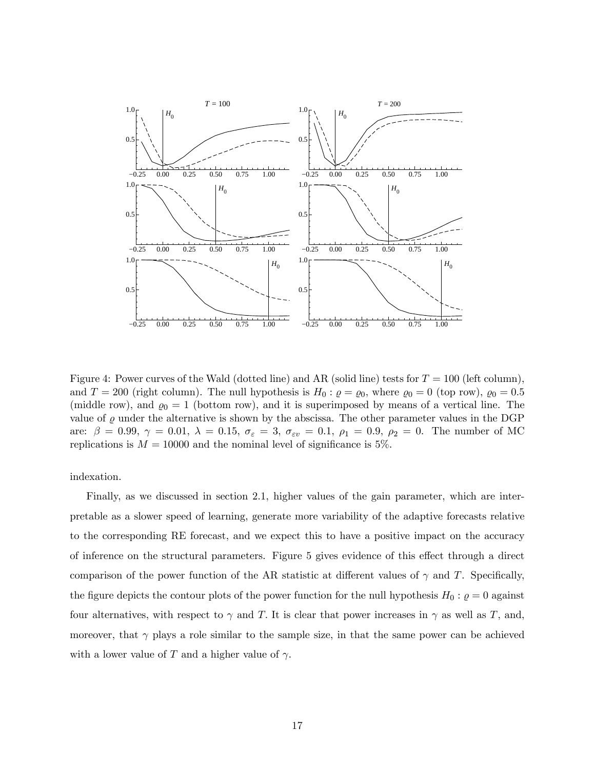Figure 4: Power curves of the Wald (dotted line) and AR (solid line) tests for $T = 100$ (left column), and $T = 200$ (right column). The null hypothesis is $H_0 : \varrho = \varrho_0$, where $\varrho_0 = 0$ (top row), $\varrho_0 = 0.5$ (middle row), and $\varrho_0 = 1$ (bottom row), and it is superimposed by means of a vertical line. The value of $\varrho$ under the alternative is shown by the abscissa. The other parameter values in the DGP are: $\beta = 0.99$, $\gamma = 0.01$, $\lambda = 0.15$, $\sigma_\varepsilon = 3$, $\sigma_{\varepsilon v} = 0.1$, $\rho_1 = 0.9$, $\rho_2 = 0$. The number of MC replications is $M = 10000$ and the nominal level of significance is 5%.

indexation.

Finally, as we discussed in section 2.1, higher values of the gain parameter, which are interpretable as a slower speed of learning, generate more variability of the adaptive forecasts relative to the corresponding RE forecast, and we expect this to have a positive impact on the accuracy of inference on the structural parameters. Figure 5 gives evidence of this effect through a direct comparison of the power function of the AR statistic at different values of $\gamma$ and $T$. Specifically, the figure depicts the contour plots of the power function for the null hypothesis $H_0 : \varrho = 0$ against four alternatives, with respect to $\gamma$ and $T$. It is clear that power increases in $\gamma$ as well as $T$, and, moreover, that $\gamma$ plays a role similar to the sample size, in that the same power can be achieved with a lower value of $T$ and a higher value of $\gamma$.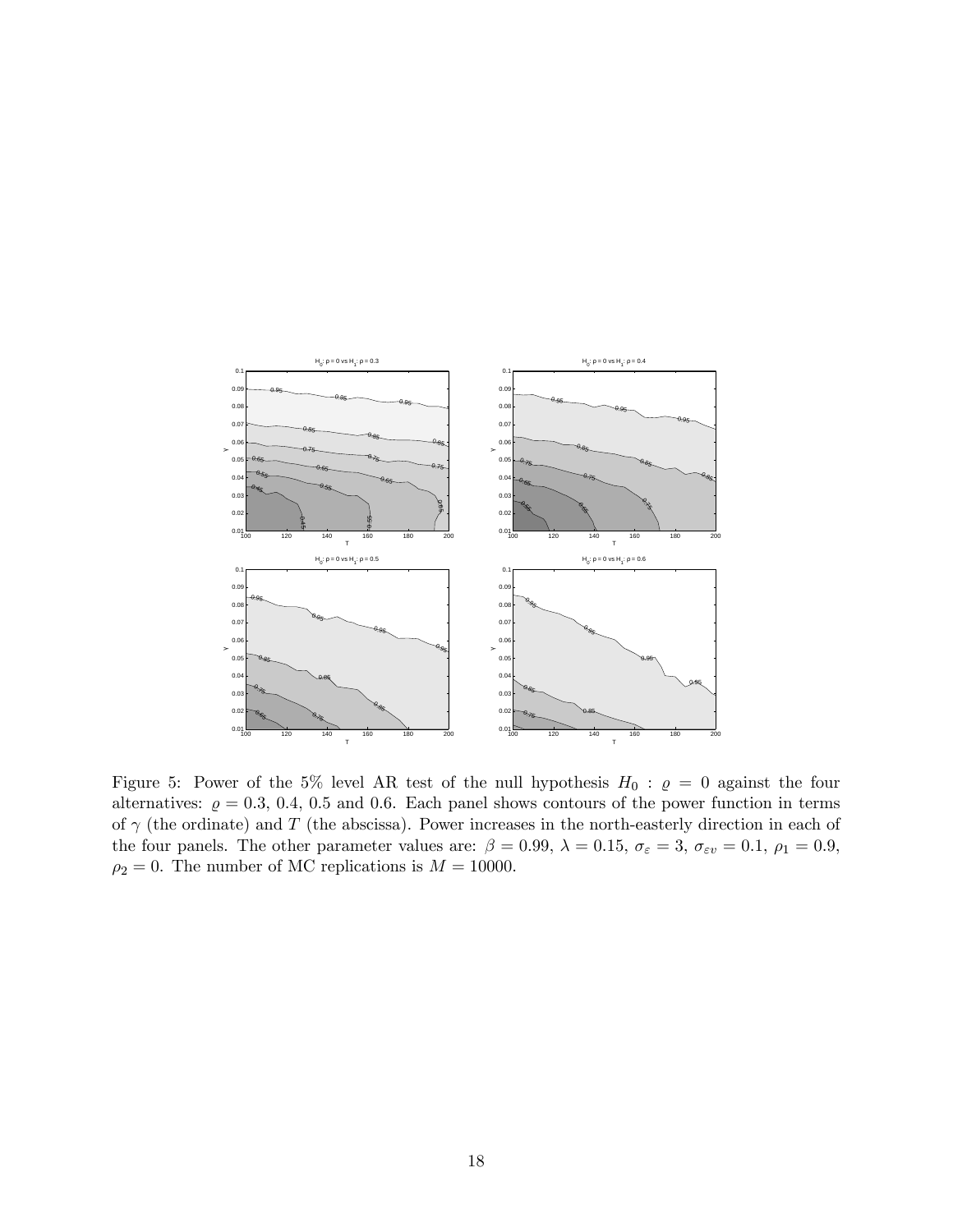Figure 5: Power of the 5% level AR test of the null hypothesis $H_0 : \varrho = 0$ against the four alternatives: $\varrho = 0.3$, 0.4, 0.5 and 0.6. Each panel shows contours of the power function in terms of $\gamma$ (the ordinate) and $T$ (the abscissa). Power increases in the north-easterly direction in each of the four panels. The other parameter values are: $\beta = 0.99$, $\lambda = 0.15$, $\sigma_\varepsilon = 3$, $\sigma_{\varepsilon v} = 0.1$, $\rho_1 = 0.9$, $\rho_2 = 0$. The number of MC replications is $M = 10000$.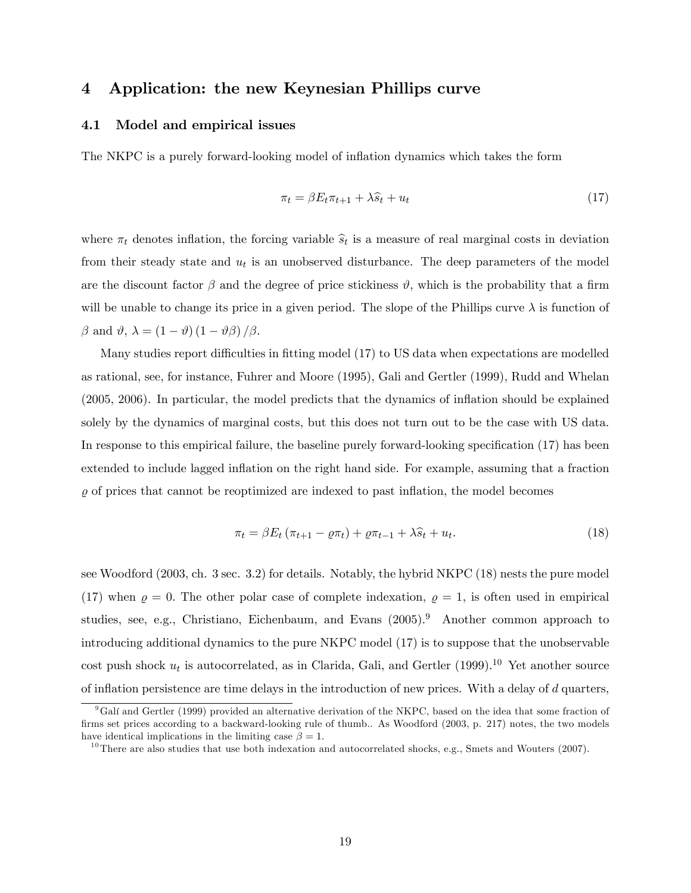## 4 Application: the new Keynesian Phillips curve

### 4.1 Model and empirical issues

The NKPC is a purely forward-looking model of inflation dynamics which takes the form

$$\pi_t = \beta E_t \pi_{t+1} + \lambda \widehat{s}_t + u_t \tag{17}$$

where $\pi_t$ denotes inflation, the forcing variable $\widehat{s}_t$ is a measure of real marginal costs in deviation from their steady state and $u_t$ is an unobserved disturbance. The deep parameters of the model are the discount factor $\beta$ and the degree of price stickiness $\vartheta$, which is the probability that a firm will be unable to change its price in a given period. The slope of the Phillips curve $\lambda$ is function of $\beta$ and $\vartheta$, $\lambda = (1 - \vartheta)(1 - \vartheta\beta)/\beta$.

Many studies report difficulties in fitting model (17) to US data when expectations are modelled as rational, see, for instance, Fuhrer and Moore (1995), Gali and Gertler (1999), Rudd and Whelan (2005, 2006). In particular, the model predicts that the dynamics of inflation should be explained solely by the dynamics of marginal costs, but this does not turn out to be the case with US data. In response to this empirical failure, the baseline purely forward-looking specification (17) has been extended to include lagged inflation on the right hand side. For example, assuming that a fraction $\varrho$ of prices that cannot be reoptimized are indexed to past inflation, the model becomes

$$\pi_t = \beta E_t (\pi_{t+1} - \varrho \pi_t) + \varrho \pi_{t-1} + \lambda \widehat{s}_t + u_t. \tag{18}$$

see Woodford (2003, ch. 3 sec. 3.2) for details. Notably, the hybrid NKPC (18) nests the pure model (17) when $\varrho = 0$. The other polar case of complete indexation, $\varrho = 1$, is often used in empirical studies, see, e.g., Christiano, Eichenbaum, and Evans (2005).[9] Another common approach to introducing additional dynamics to the pure NKPC model (17) is to suppose that the unobservable cost push shock $u_t$ is autocorrelated, as in Clarida, Gali, and Gertler (1999).[10] Yet another source of inflation persistence are time delays in the introduction of new prices. With a delay of $d$ quarters,

[9] Galí and Gertler (1999) provided an alternative derivation of the NKPC, based on the idea that some fraction of firms set prices according to a backward-looking rule of thumb.. As Woodford (2003, p. 217) notes, the two models have identical implications in the limiting case $\beta = 1$.

[10] There are also studies that use both indexation and autocorrelated shocks, e.g., Smets and Wouters (2007).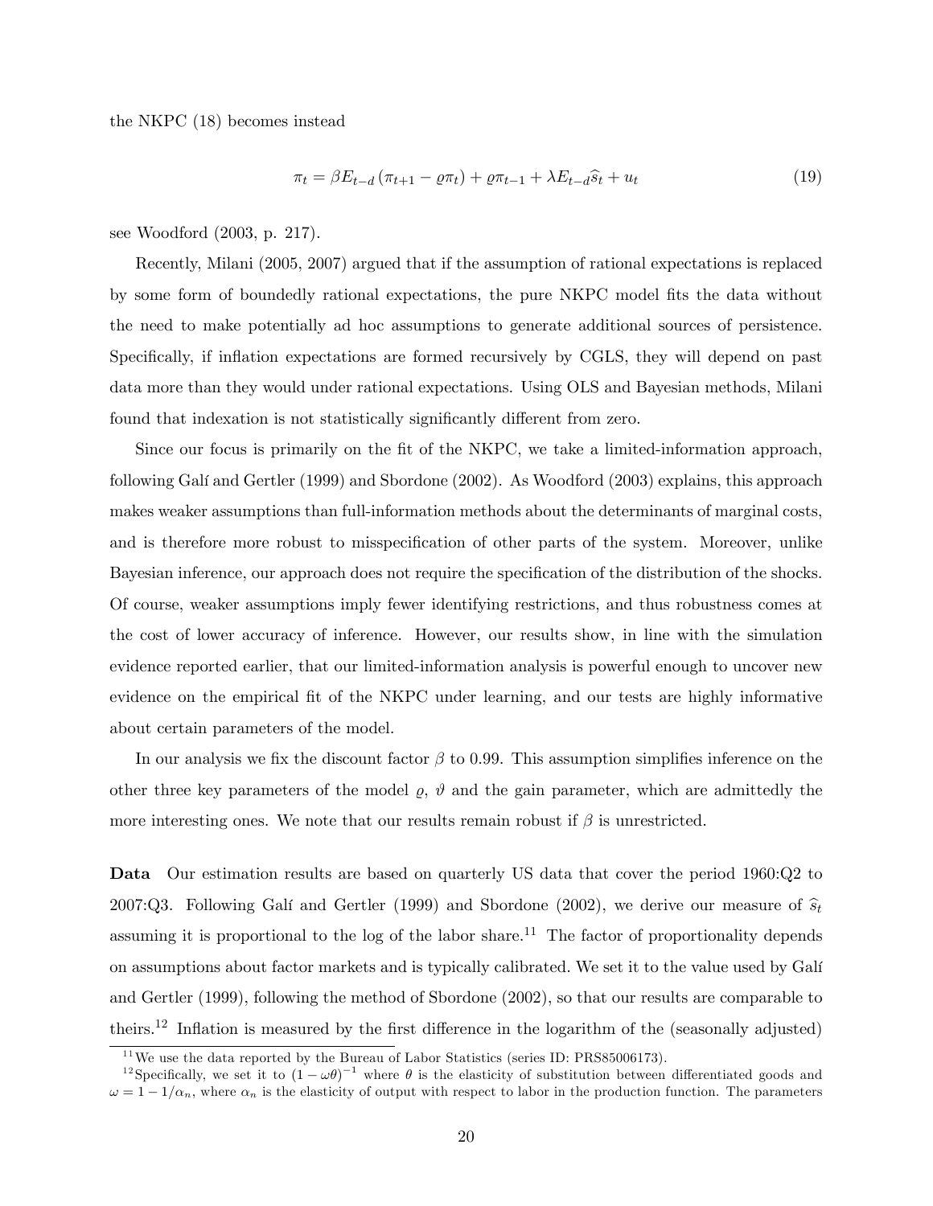the NKPC (18) becomes instead

$$\pi_t = \beta E_{t-d} \left( \pi_{t+1} - \varrho \pi_t \right) + \varrho \pi_{t-1} + \lambda E_{t-d} \widehat{s}_t + u_t \tag{19}$$

see Woodford (2003, p. 217).

Recently, Milani (2005, 2007) argued that if the assumption of rational expectations is replaced by some form of boundedly rational expectations, the pure NKPC model fits the data without the need to make potentially ad hoc assumptions to generate additional sources of persistence. Specifically, if inflation expectations are formed recursively by CGLS, they will depend on past data more than they would under rational expectations. Using OLS and Bayesian methods, Milani found that indexation is not statistically significantly different from zero.

Since our focus is primarily on the fit of the NKPC, we take a limited-information approach, following Galí and Gertler (1999) and Sbordone (2002). As Woodford (2003) explains, this approach makes weaker assumptions than full-information methods about the determinants of marginal costs, and is therefore more robust to misspecification of other parts of the system. Moreover, unlike Bayesian inference, our approach does not require the specification of the distribution of the shocks. Of course, weaker assumptions imply fewer identifying restrictions, and thus robustness comes at the cost of lower accuracy of inference. However, our results show, in line with the simulation evidence reported earlier, that our limited-information analysis is powerful enough to uncover new evidence on the empirical fit of the NKPC under learning, and our tests are highly informative about certain parameters of the model.

In our analysis we fix the discount factor $\beta$ to 0.99. This assumption simplifies inference on the other three key parameters of the model $\varrho$, $\vartheta$ and the gain parameter, which are admittedly the more interesting ones. We note that our results remain robust if $\beta$ is unrestricted.

**Data** Our estimation results are based on quarterly US data that cover the period 1960:Q2 to 2007:Q3. Following Galí and Gertler (1999) and Sbordone (2002), we derive our measure of $\widehat{s}_t$ assuming it is proportional to the log of the labor share.[11] The factor of proportionality depends on assumptions about factor markets and is typically calibrated. We set it to the value used by Galí and Gertler (1999), following the method of Sbordone (2002), so that our results are comparable to theirs.[12] Inflation is measured by the first difference in the logarithm of the (seasonally adjusted)

[11] We use the data reported by the Bureau of Labor Statistics (series ID: PRS85006173).

[12] Specifically, we set it to $(1 - \omega\theta)^{-1}$ where $\theta$ is the elasticity of substitution between differentiated goods and $\omega = 1 - 1/\alpha_n$, where $\alpha_n$ is the elasticity of output with respect to labor in the production function. The parameters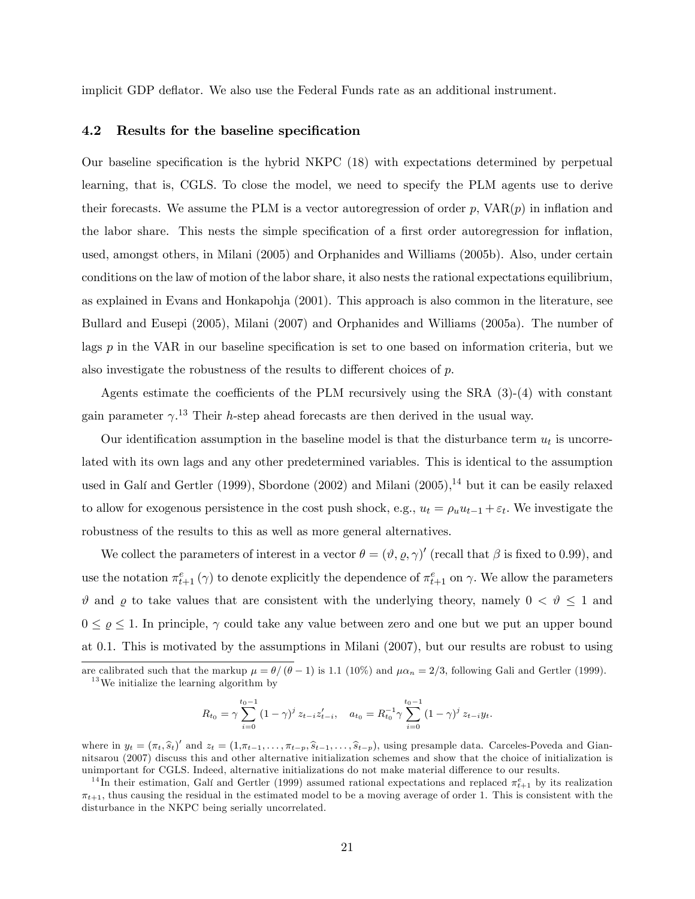implicit GDP deflator. We also use the Federal Funds rate as an additional instrument.

### 4.2 Results for the baseline specification

Our baseline specification is the hybrid NKPC (18) with expectations determined by perpetual learning, that is, CGLS. To close the model, we need to specify the PLM agents use to derive their forecasts. We assume the PLM is a vector autoregression of order $p$, VAR($p$) in inflation and the labor share. This nests the simple specification of a first order autoregression for inflation, used, amongst others, in Milani (2005) and Orphanides and Williams (2005b). Also, under certain conditions on the law of motion of the labor share, it also nests the rational expectations equilibrium, as explained in Evans and Honkapohja (2001). This approach is also common in the literature, see Bullard and Eusepi (2005), Milani (2007) and Orphanides and Williams (2005a). The number of lags $p$ in the VAR in our baseline specification is set to one based on information criteria, but we also investigate the robustness of the results to different choices of $p$.

Agents estimate the coefficients of the PLM recursively using the SRA (3)-(4) with constant gain parameter $\gamma$.[13] Their $h$-step ahead forecasts are then derived in the usual way.

Our identification assumption in the baseline model is that the disturbance term $u_t$ is uncorrelated with its own lags and any other predetermined variables. This is identical to the assumption used in Galí and Gertler (1999), Sbordone (2002) and Milani (2005),[14] but it can be easily relaxed to allow for exogenous persistence in the cost push shock, e.g., $u_t = \rho_u u_{t-1} + \varepsilon_t$. We investigate the robustness of the results to this as well as more general alternatives.

We collect the parameters of interest in a vector $\theta = (\vartheta, \varrho, \gamma)'$ (recall that $\beta$ is fixed to 0.99), and use the notation $\pi^e_{t+1}(\gamma)$ to denote explicitly the dependence of $\pi^e_{t+1}$ on $\gamma$. We allow the parameters $\vartheta$ and $\varrho$ to take values that are consistent with the underlying theory, namely $0 < \vartheta \leq 1$ and $0 \leq \varrho \leq 1$. In principle, $\gamma$ could take any value between zero and one but we put an upper bound at 0.1. This is motivated by the assumptions in Milani (2007), but our results are robust to using

are calibrated such that the markup $\mu = \theta/(\theta - 1)$ is 1.1 (10%) and $\mu\alpha_n = 2/3$, following Gali and Gertler (1999).

[13] We initialize the learning algorithm by

$$R_{t_0} = \gamma \sum_{i=0}^{t_0-1} (1-\gamma)^j z_{t-i} z'_{t-i}, \quad a_{t_0} = R_{t_0}^{-1} \gamma \sum_{i=0}^{t_0-1} (1-\gamma)^j z_{t-i} y_t.$$

where in $y_t = (\pi_t, \widehat{s}_t)'$ and $z_t = (1, \pi_{t-1}, \ldots, \pi_{t-p}, \widehat{s}_{t-1}, \ldots, \widehat{s}_{t-p})$, using presample data. Carceles-Poveda and Giannitsarou (2007) discuss this and other alternative initialization schemes and show that the choice of initialization is unimportant for CGLS. Indeed, alternative initializations do not make material difference to our results.

[14] In their estimation, Galí and Gertler (1999) assumed rational expectations and replaced $\pi^e_{t+1}$ by its realization $\pi_{t+1}$, thus causing the residual in the estimated model to be a moving average of order 1. This is consistent with the disturbance in the NKPC being serially uncorrelated.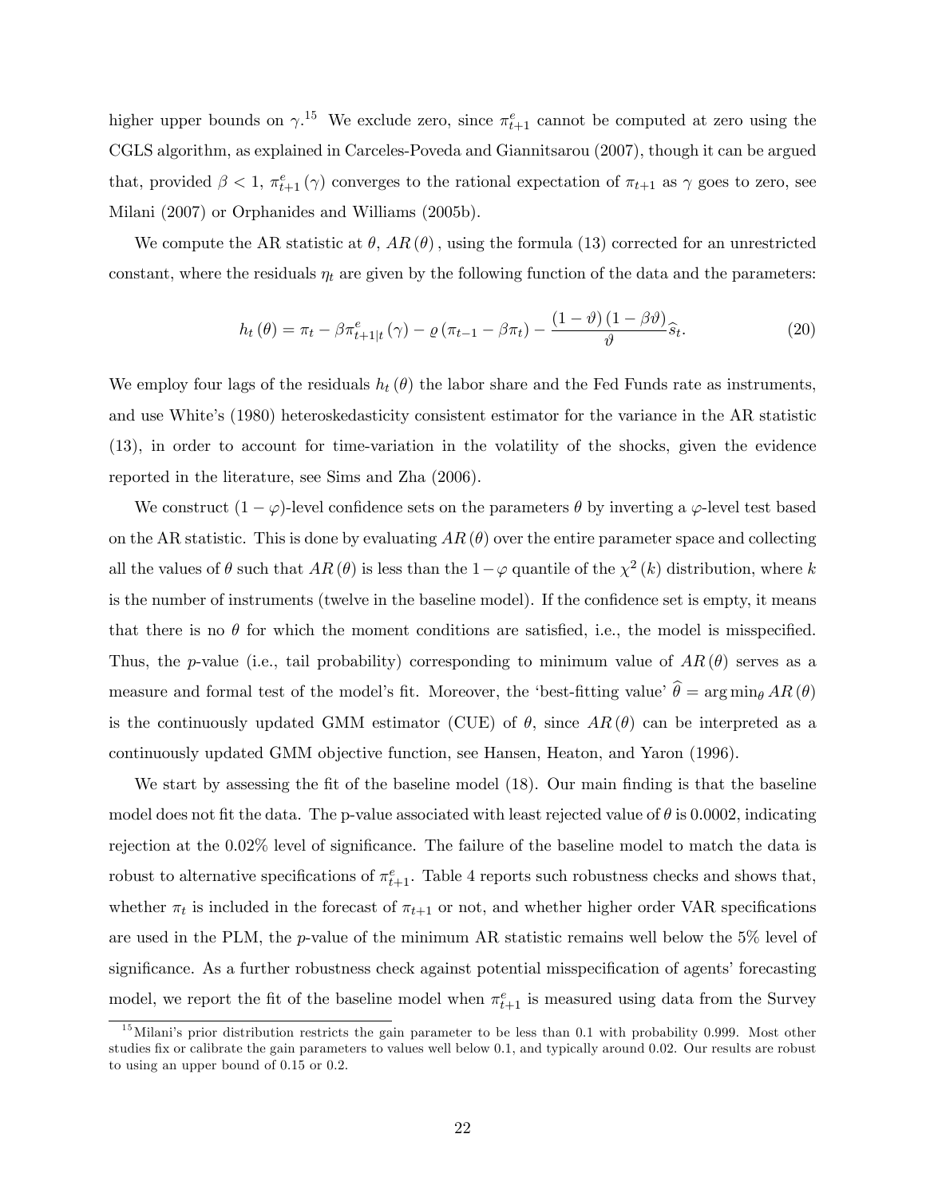higher upper bounds on $\gamma$.[15] We exclude zero, since $\pi^e_{t+1}$ cannot be computed at zero using the CGLS algorithm, as explained in Carceles-Poveda and Giannitsarou (2007), though it can be argued that, provided $\beta < 1$, $\pi^e_{t+1}(\gamma)$ converges to the rational expectation of $\pi_{t+1}$ as $\gamma$ goes to zero, see Milani (2007) or Orphanides and Williams (2005b).

We compute the AR statistic at $\theta$, $AR(\theta)$, using the formula (13) corrected for an unrestricted constant, where the residuals $\eta_t$ are given by the following function of the data and the parameters:

$$h_t(\theta) = \pi_t - \beta \pi^e_{t+1|t}(\gamma) - \varrho(\pi_{t-1} - \beta \pi_t) - \frac{(1-\vartheta)(1-\beta\vartheta)}{\vartheta}\widehat{s}_t. \tag{20}$$

We employ four lags of the residuals $h_t(\theta)$ the labor share and the Fed Funds rate as instruments, and use White's (1980) heteroskedasticity consistent estimator for the variance in the AR statistic (13), in order to account for time-variation in the volatility of the shocks, given the evidence reported in the literature, see Sims and Zha (2006).

We construct $(1-\varphi)$-level confidence sets on the parameters $\theta$ by inverting a $\varphi$-level test based on the AR statistic. This is done by evaluating $AR(\theta)$ over the entire parameter space and collecting all the values of $\theta$ such that $AR(\theta)$ is less than the $1-\varphi$ quantile of the $\chi^2(k)$ distribution, where $k$ is the number of instruments (twelve in the baseline model). If the confidence set is empty, it means that there is no $\theta$ for which the moment conditions are satisfied, i.e., the model is misspecified. Thus, the $p$-value (i.e., tail probability) corresponding to minimum value of $AR(\theta)$ serves as a measure and formal test of the model's fit. Moreover, the 'best-fitting value' $\widehat{\theta} = \arg\min_\theta AR(\theta)$ is the continuously updated GMM estimator (CUE) of $\theta$, since $AR(\theta)$ can be interpreted as a continuously updated GMM objective function, see Hansen, Heaton, and Yaron (1996).

We start by assessing the fit of the baseline model (18). Our main finding is that the baseline model does not fit the data. The p-value associated with least rejected value of $\theta$ is 0.0002, indicating rejection at the 0.02% level of significance. The failure of the baseline model to match the data is robust to alternative specifications of $\pi^e_{t+1}$. Table 4 reports such robustness checks and shows that, whether $\pi_t$ is included in the forecast of $\pi_{t+1}$ or not, and whether higher order VAR specifications are used in the PLM, the $p$-value of the minimum AR statistic remains well below the 5% level of significance. As a further robustness check against potential misspecification of agents' forecasting model, we report the fit of the baseline model when $\pi^e_{t+1}$ is measured using data from the Survey

[15] Milani's prior distribution restricts the gain parameter to be less than 0.1 with probability 0.999. Most other studies fix or calibrate the gain parameters to values well below 0.1, and typically around 0.02. Our results are robust to using an upper bound of 0.15 or 0.2.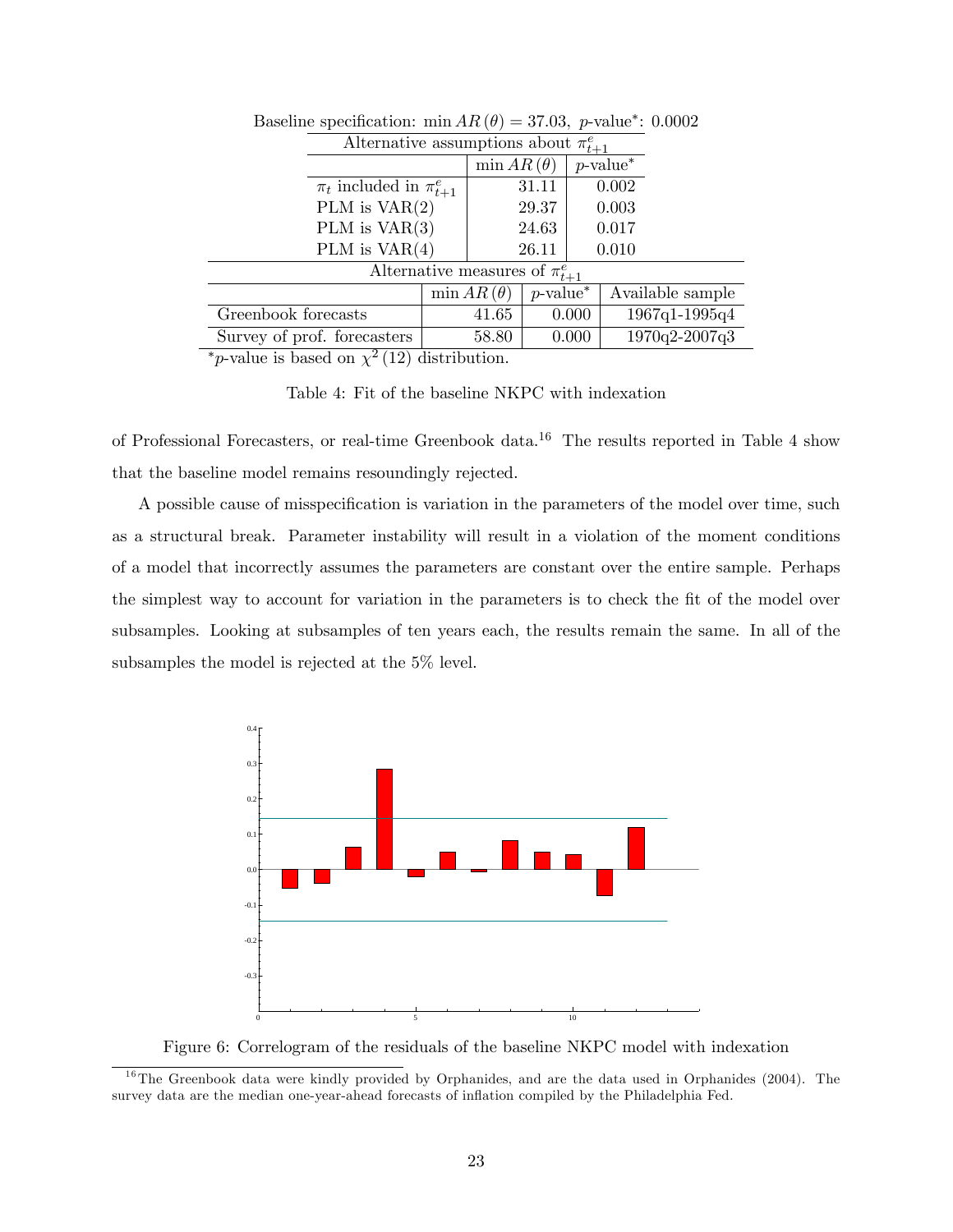Baseline specification: $\min AR(\theta) = 37.03$, $p$-value*: 0.0002

| Alternative assumptions about $\pi^e_{t+1}$ | | |
|---|---|---|
| | $\min AR(\theta)$ | $p$-value* |
| $\pi_t$ included in $\pi^e_{t+1}$ | 31.11 | 0.002 |
| PLM is VAR(2) | 29.37 | 0.003 |
| PLM is VAR(3) | 24.63 | 0.017 |
| PLM is VAR(4) | 26.11 | 0.010 |

| Alternative measures of $\pi^e_{t+1}$ | | | |
|---|---|---|---|
| | $\min AR(\theta)$ | $p$-value* | Available sample |
| Greenbook forecasts | 41.65 | 0.000 | 1967q1-1995q4 |
| Survey of prof. forecasters | 58.80 | 0.000 | 1970q2-2007q3 |

*$p$-value is based on $\chi^2(12)$ distribution.

Table 4: Fit of the baseline NKPC with indexation

of Professional Forecasters, or real-time Greenbook data.[16] The results reported in Table 4 show that the baseline model remains resoundingly rejected.

A possible cause of misspecification is variation in the parameters of the model over time, such as a structural break. Parameter instability will result in a violation of the moment conditions of a model that incorrectly assumes the parameters are constant over the entire sample. Perhaps the simplest way to account for variation in the parameters is to check the fit of the model over subsamples. Looking at subsamples of ten years each, the results remain the same. In all of the subsamples the model is rejected at the 5% level.

Figure 6: Correlogram of the residuals of the baseline NKPC model with indexation

[16] The Greenbook data were kindly provided by Orphanides, and are the data used in Orphanides (2004). The survey data are the median one-year-ahead forecasts of inflation compiled by the Philadelphia Fed.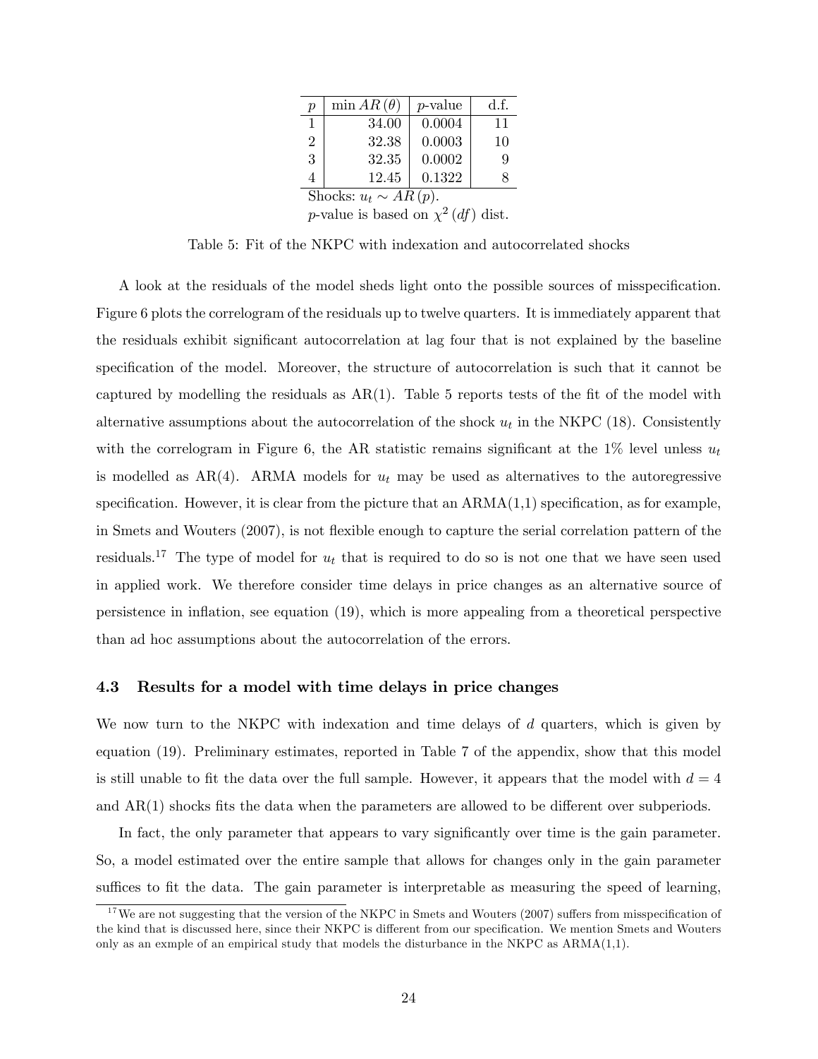| $p$ | $\min AR(\theta)$ | $p$-value | d.f. |
|---|---|---|---|
| 1 | 34.00 | 0.0004 | 11 |
| 2 | 32.38 | 0.0003 | 10 |
| 3 | 32.35 | 0.0002 | 9 |
| 4 | 12.45 | 0.1322 | 8 |

Shocks: $u_t \sim AR(p)$.
$p$-value is based on $\chi^2(df)$ dist.

Table 5: Fit of the NKPC with indexation and autocorrelated shocks

A look at the residuals of the model sheds light onto the possible sources of misspecification. Figure 6 plots the correlogram of the residuals up to twelve quarters. It is immediately apparent that the residuals exhibit significant autocorrelation at lag four that is not explained by the baseline specification of the model. Moreover, the structure of autocorrelation is such that it cannot be captured by modelling the residuals as AR(1). Table 5 reports tests of the fit of the model with alternative assumptions about the autocorrelation of the shock $u_t$ in the NKPC (18). Consistently with the correlogram in Figure 6, the AR statistic remains significant at the 1% level unless $u_t$ is modelled as AR(4). ARMA models for $u_t$ may be used as alternatives to the autoregressive specification. However, it is clear from the picture that an ARMA(1,1) specification, as for example, in Smets and Wouters (2007), is not flexible enough to capture the serial correlation pattern of the residuals.[17] The type of model for $u_t$ that is required to do so is not one that we have seen used in applied work. We therefore consider time delays in price changes as an alternative source of persistence in inflation, see equation (19), which is more appealing from a theoretical perspective than ad hoc assumptions about the autocorrelation of the errors.

### 4.3 Results for a model with time delays in price changes

We now turn to the NKPC with indexation and time delays of $d$ quarters, which is given by equation (19). Preliminary estimates, reported in Table 7 of the appendix, show that this model is still unable to fit the data over the full sample. However, it appears that the model with $d = 4$ and AR(1) shocks fits the data when the parameters are allowed to be different over subperiods.

In fact, the only parameter that appears to vary significantly over time is the gain parameter. So, a model estimated over the entire sample that allows for changes only in the gain parameter suffices to fit the data. The gain parameter is interpretable as measuring the speed of learning,

[17] We are not suggesting that the version of the NKPC in Smets and Wouters (2007) suffers from misspecification of the kind that is discussed here, since their NKPC is different from our specification. We mention Smets and Wouters only as an exmple of an empirical study that models the disturbance in the NKPC as ARMA(1,1).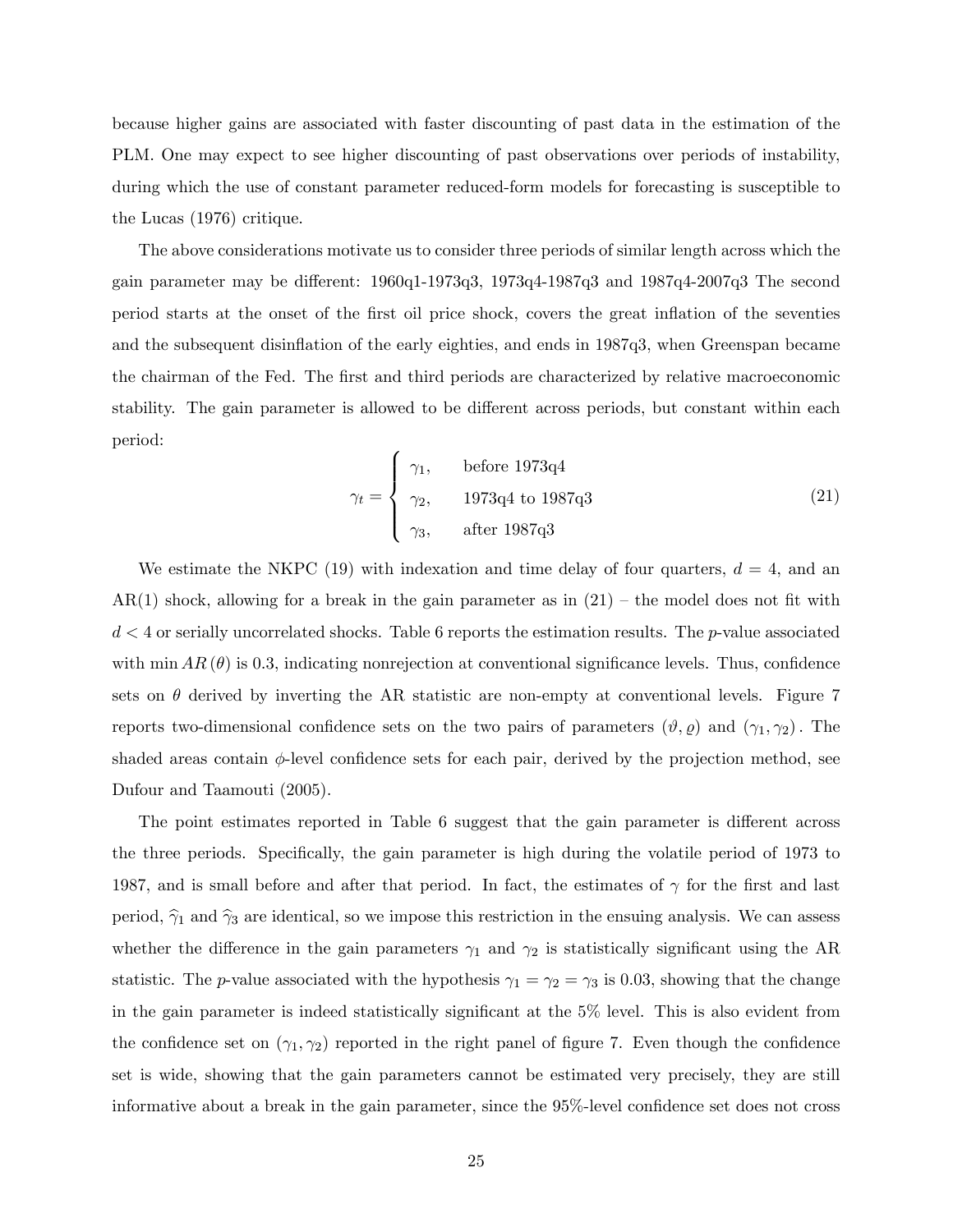because higher gains are associated with faster discounting of past data in the estimation of the PLM. One may expect to see higher discounting of past observations over periods of instability, during which the use of constant parameter reduced-form models for forecasting is susceptible to the Lucas (1976) critique.

The above considerations motivate us to consider three periods of similar length across which the gain parameter may be different: 1960q1-1973q3, 1973q4-1987q3 and 1987q4-2007q3 The second period starts at the onset of the first oil price shock, covers the great inflation of the seventies and the subsequent disinflation of the early eighties, and ends in 1987q3, when Greenspan became the chairman of the Fed. The first and third periods are characterized by relative macroeconomic stability. The gain parameter is allowed to be different across periods, but constant within each period:

$$\gamma_t = \begin{cases} \gamma_1, & \text{before 1973q4} \\ \gamma_2, & \text{1973q4 to 1987q3} \\ \gamma_3, & \text{after 1987q3} \end{cases} \tag{21}$$

We estimate the NKPC (19) with indexation and time delay of four quarters, $d = 4$, and an AR(1) shock, allowing for a break in the gain parameter as in (21) – the model does not fit with $d < 4$ or serially uncorrelated shocks. Table 6 reports the estimation results. The $p$-value associated with $\min AR(\theta)$ is 0.3, indicating nonrejection at conventional significance levels. Thus, confidence sets on $\theta$ derived by inverting the AR statistic are non-empty at conventional levels. Figure 7 reports two-dimensional confidence sets on the two pairs of parameters $(\vartheta, \varrho)$ and $(\gamma_1, \gamma_2)$. The shaded areas contain $\phi$-level confidence sets for each pair, derived by the projection method, see Dufour and Taamouti (2005).

The point estimates reported in Table 6 suggest that the gain parameter is different across the three periods. Specifically, the gain parameter is high during the volatile period of 1973 to 1987, and is small before and after that period. In fact, the estimates of $\gamma$ for the first and last period, $\widehat{\gamma}_1$ and $\widehat{\gamma}_3$ are identical, so we impose this restriction in the ensuing analysis. We can assess whether the difference in the gain parameters $\gamma_1$ and $\gamma_2$ is statistically significant using the AR statistic. The $p$-value associated with the hypothesis $\gamma_1 = \gamma_2 = \gamma_3$ is 0.03, showing that the change in the gain parameter is indeed statistically significant at the 5% level. This is also evident from the confidence set on $(\gamma_1, \gamma_2)$ reported in the right panel of figure 7. Even though the confidence set is wide, showing that the gain parameters cannot be estimated very precisely, they are still informative about a break in the gain parameter, since the 95%-level confidence set does not cross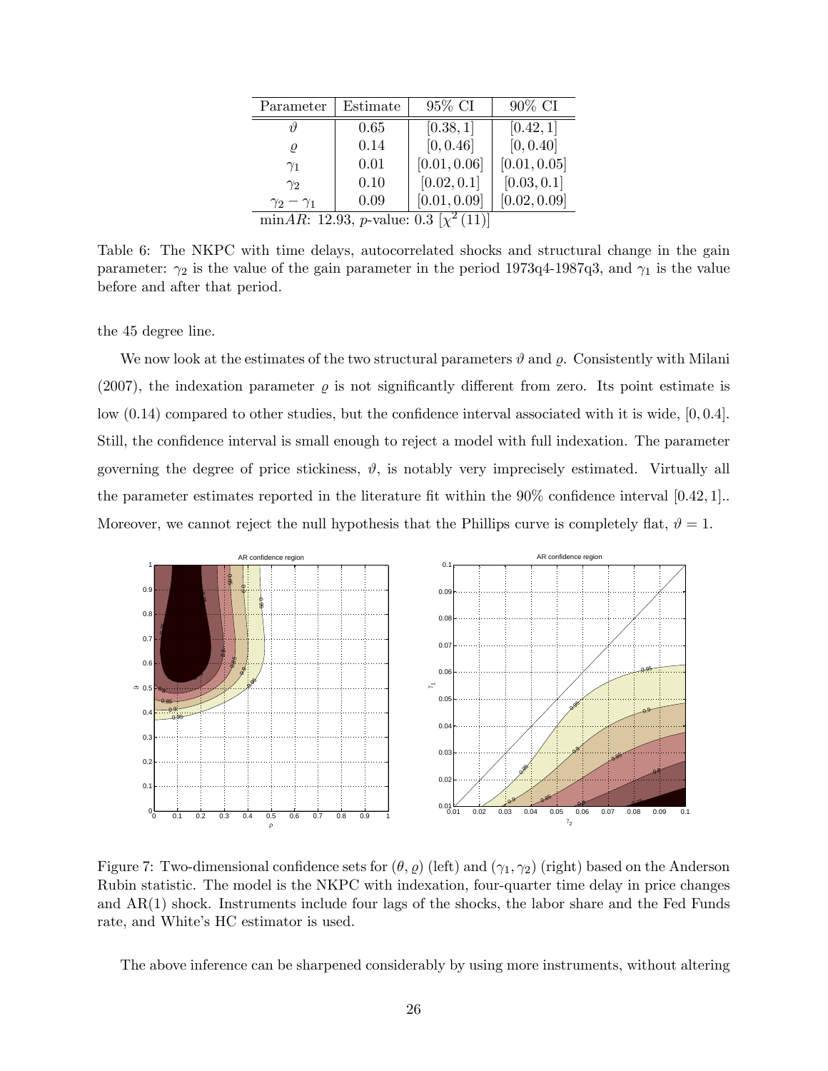| Parameter | Estimate | 95% CI | 90% CI |
|---|---|---|---|
| $\vartheta$ | 0.65 | $[0.38, 1]$ | $[0.42, 1]$ |
| $\varrho$ | 0.14 | $[0, 0.46]$ | $[0, 0.40]$ |
| $\gamma_1$ | 0.01 | $[0.01, 0.06]$ | $[0.01, 0.05]$ |
| $\gamma_2$ | 0.10 | $[0.02, 0.1]$ | $[0.03, 0.1]$ |
| $\gamma_2 - \gamma_1$ | 0.09 | $[0.01, 0.09]$ | $[0.02, 0.09]$ |
| min$AR$: 12.93, $p$-value: 0.3 $[\chi^2(11)]$ | | | |

Table 6: The NKPC with time delays, autocorrelated shocks and structural change in the gain parameter: $\gamma_2$ is the value of the gain parameter in the period 1973q4-1987q3, and $\gamma_1$ is the value before and after that period.

the 45 degree line.

We now look at the estimates of the two structural parameters $\vartheta$ and $\varrho$. Consistently with Milani (2007), the indexation parameter $\varrho$ is not significantly different from zero. Its point estimate is low (0.14) compared to other studies, but the confidence interval associated with it is wide, $[0, 0.4]$. Still, the confidence interval is small enough to reject a model with full indexation. The parameter governing the degree of price stickiness, $\vartheta$, is notably very imprecisely estimated. Virtually all the parameter estimates reported in the literature fit within the 90% confidence interval $[0.42, 1]$.. Moreover, we cannot reject the null hypothesis that the Phillips curve is completely flat, $\vartheta = 1$.

Figure 7: Two-dimensional confidence sets for $(\theta, \varrho)$ (left) and $(\gamma_1, \gamma_2)$ (right) based on the Anderson Rubin statistic. The model is the NKPC with indexation, four-quarter time delay in price changes and AR(1) shock. Instruments include four lags of the shocks, the labor share and the Fed Funds rate, and White's HC estimator is used.

The above inference can be sharpened considerably by using more instruments, without altering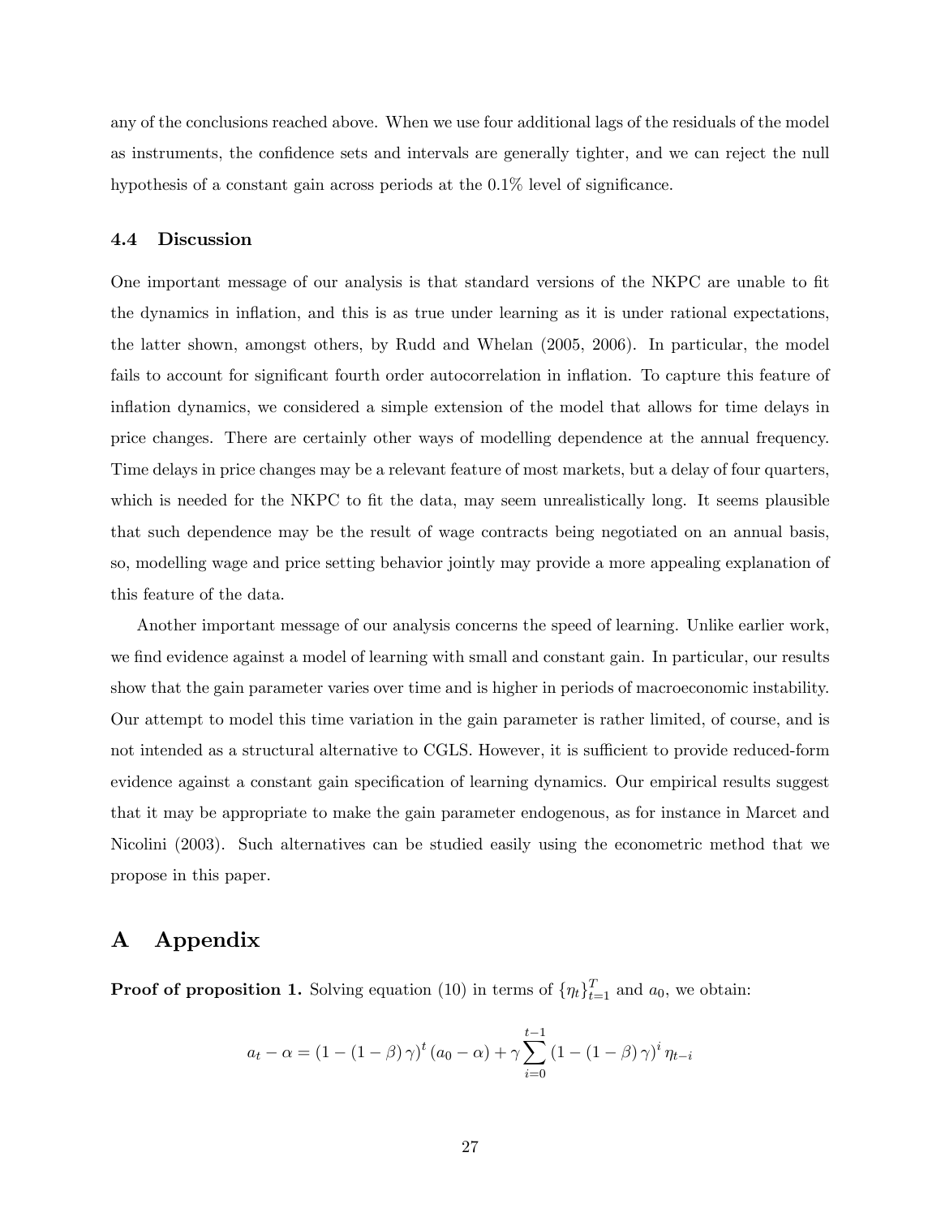any of the conclusions reached above. When we use four additional lags of the residuals of the model as instruments, the confidence sets and intervals are generally tighter, and we can reject the null hypothesis of a constant gain across periods at the 0.1% level of significance.

### 4.4 Discussion

One important message of our analysis is that standard versions of the NKPC are unable to fit the dynamics in inflation, and this is as true under learning as it is under rational expectations, the latter shown, amongst others, by Rudd and Whelan (2005, 2006). In particular, the model fails to account for significant fourth order autocorrelation in inflation. To capture this feature of inflation dynamics, we considered a simple extension of the model that allows for time delays in price changes. There are certainly other ways of modelling dependence at the annual frequency. Time delays in price changes may be a relevant feature of most markets, but a delay of four quarters, which is needed for the NKPC to fit the data, may seem unrealistically long. It seems plausible that such dependence may be the result of wage contracts being negotiated on an annual basis, so, modelling wage and price setting behavior jointly may provide a more appealing explanation of this feature of the data.

Another important message of our analysis concerns the speed of learning. Unlike earlier work, we find evidence against a model of learning with small and constant gain. In particular, our results show that the gain parameter varies over time and is higher in periods of macroeconomic instability. Our attempt to model this time variation in the gain parameter is rather limited, of course, and is not intended as a structural alternative to CGLS. However, it is sufficient to provide reduced-form evidence against a constant gain specification of learning dynamics. Our empirical results suggest that it may be appropriate to make the gain parameter endogenous, as for instance in Marcet and Nicolini (2003). Such alternatives can be studied easily using the econometric method that we propose in this paper.

## A Appendix

**Proof of proposition 1.** Solving equation (10) in terms of $\{\eta_t\}_{t=1}^T$ and $a_0$, we obtain:

$$a_t - \alpha = (1 - (1 - \beta)\gamma)^t (a_0 - \alpha) + \gamma \sum_{i=0}^{t-1} (1 - (1 - \beta)\gamma)^i \eta_{t-i}$$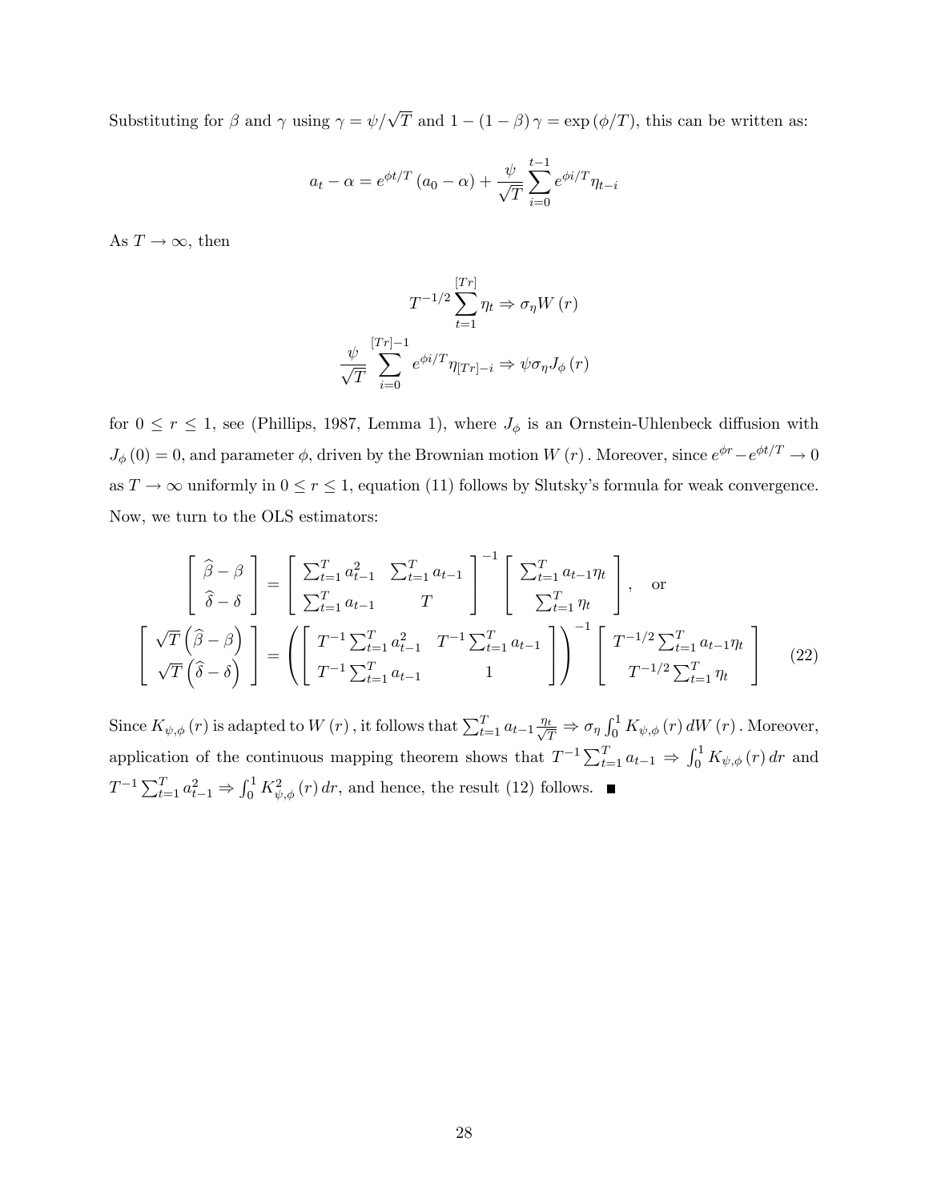Substituting for $\beta$ and $\gamma$ using $\gamma = \psi/\sqrt{T}$ and $1 - (1-\beta)\gamma = \exp(\phi/T)$, this can be written as:

$$a_t - \alpha = e^{\phi t/T}(a_0 - \alpha) + \frac{\psi}{\sqrt{T}} \sum_{i=0}^{t-1} e^{\phi i/T} \eta_{t-i}$$

As $T \to \infty$, then

$$T^{-1/2} \sum_{t=1}^{[Tr]} \eta_t \Rightarrow \sigma_\eta W(r)$$

$$\frac{\psi}{\sqrt{T}} \sum_{i=0}^{[Tr]-1} e^{\phi i/T} \eta_{[Tr]-i} \Rightarrow \psi \sigma_\eta J_\phi(r)$$

for $0 \leq r \leq 1$, see (Phillips, 1987, Lemma 1), where $J_\phi$ is an Ornstein-Uhlenbeck diffusion with $J_\phi(0) = 0$, and parameter $\phi$, driven by the Brownian motion $W(r)$. Moreover, since $e^{\phi r} - e^{\phi t/T} \to 0$ as $T \to \infty$ uniformly in $0 \leq r \leq 1$, equation (11) follows by Slutsky's formula for weak convergence. Now, we turn to the OLS estimators:

$$\begin{bmatrix} \widehat{\beta} - \beta \\ \widehat{\delta} - \delta \end{bmatrix} = \begin{bmatrix} \sum_{t=1}^T a_{t-1}^2 & \sum_{t=1}^T a_{t-1} \\ \sum_{t=1}^T a_{t-1} & T \end{bmatrix}^{-1} \begin{bmatrix} \sum_{t=1}^T a_{t-1}\eta_t \\ \sum_{t=1}^T \eta_t \end{bmatrix}, \quad \text{or}$$

$$\begin{bmatrix} \sqrt{T}\left(\widehat{\beta} - \beta\right) \\ \sqrt{T}\left(\widehat{\delta} - \delta\right) \end{bmatrix} = \left( \begin{bmatrix} T^{-1}\sum_{t=1}^T a_{t-1}^2 & T^{-1}\sum_{t=1}^T a_{t-1} \\ T^{-1}\sum_{t=1}^T a_{t-1} & 1 \end{bmatrix} \right)^{-1} \begin{bmatrix} T^{-1/2}\sum_{t=1}^T a_{t-1}\eta_t \\ T^{-1/2}\sum_{t=1}^T \eta_t \end{bmatrix} \tag{22}$$

Since $K_{\psi,\phi}(r)$ is adapted to $W(r)$, it follows that $\sum_{t=1}^T a_{t-1}\frac{\eta_t}{\sqrt{T}} \Rightarrow \sigma_\eta \int_0^1 K_{\psi,\phi}(r)\, dW(r)$. Moreover, application of the continuous mapping theorem shows that $T^{-1}\sum_{t=1}^T a_{t-1} \Rightarrow \int_0^1 K_{\psi,\phi}(r)\, dr$ and $T^{-1}\sum_{t=1}^T a_{t-1}^2 \Rightarrow \int_0^1 K_{\psi,\phi}^2(r)\, dr$, and hence, the result (12) follows. ■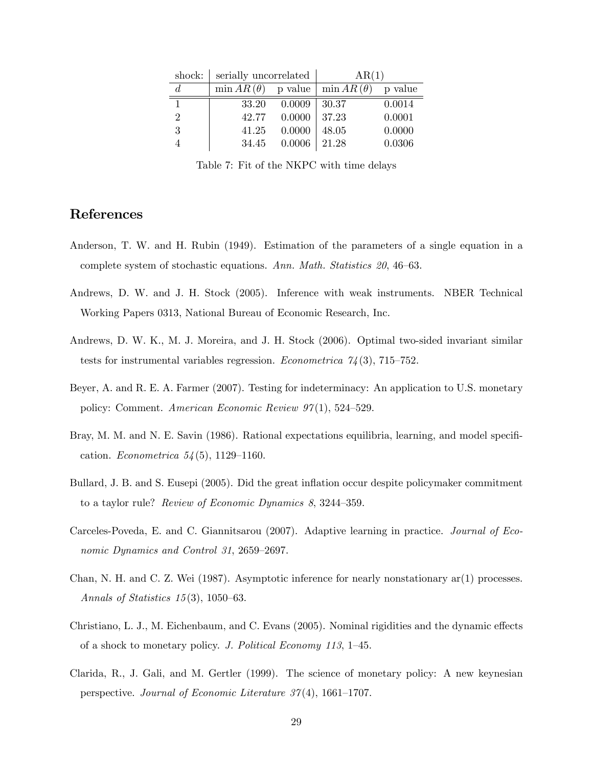| shock: | serially uncorrelated | | AR(1) | |
|---|---|---|---|---|
| $d$ | $\min AR(\theta)$ | p value | $\min AR(\theta)$ | p value |
| 1 | 33.20 | 0.0009 | 30.37 | 0.0014 |
| 2 | 42.77 | 0.0000 | 37.23 | 0.0001 |
| 3 | 41.25 | 0.0000 | 48.05 | 0.0000 |
| 4 | 34.45 | 0.0006 | 21.28 | 0.0306 |

Table 7: Fit of the NKPC with time delays

## References

Anderson, T. W. and H. Rubin (1949). Estimation of the parameters of a single equation in a complete system of stochastic equations. *Ann. Math. Statistics 20*, 46–63.

Andrews, D. W. and J. H. Stock (2005). Inference with weak instruments. NBER Technical Working Papers 0313, National Bureau of Economic Research, Inc.

Andrews, D. W. K., M. J. Moreira, and J. H. Stock (2006). Optimal two-sided invariant similar tests for instrumental variables regression. *Econometrica 74*(3), 715–752.

Beyer, A. and R. E. A. Farmer (2007). Testing for indeterminacy: An application to U.S. monetary policy: Comment. *American Economic Review 97*(1), 524–529.

Bray, M. M. and N. E. Savin (1986). Rational expectations equilibria, learning, and model specification. *Econometrica 54*(5), 1129–1160.

Bullard, J. B. and S. Eusepi (2005). Did the great inflation occur despite policymaker commitment to a taylor rule? *Review of Economic Dynamics 8*, 3244–359.

Carceles-Poveda, E. and C. Giannitsarou (2007). Adaptive learning in practice. *Journal of Economic Dynamics and Control 31*, 2659–2697.

Chan, N. H. and C. Z. Wei (1987). Asymptotic inference for nearly nonstationary ar(1) processes. *Annals of Statistics 15*(3), 1050–63.

Christiano, L. J., M. Eichenbaum, and C. Evans (2005). Nominal rigidities and the dynamic effects of a shock to monetary policy. *J. Political Economy 113*, 1–45.

Clarida, R., J. Gali, and M. Gertler (1999). The science of monetary policy: A new keynesian perspective. *Journal of Economic Literature 37*(4), 1661–1707.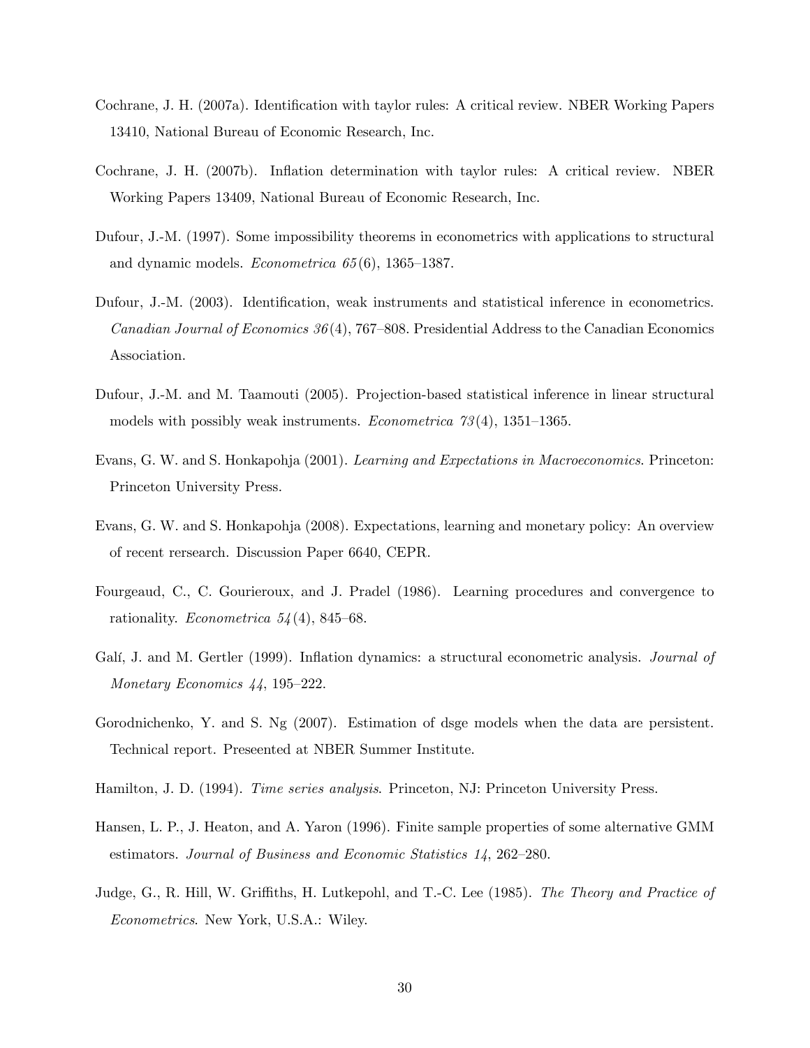Cochrane, J. H. (2007a). Identification with taylor rules: A critical review. NBER Working Papers 13410, National Bureau of Economic Research, Inc.

Cochrane, J. H. (2007b). Inflation determination with taylor rules: A critical review. NBER Working Papers 13409, National Bureau of Economic Research, Inc.

Dufour, J.-M. (1997). Some impossibility theorems in econometrics with applications to structural and dynamic models. *Econometrica 65*(6), 1365–1387.

Dufour, J.-M. (2003). Identification, weak instruments and statistical inference in econometrics. *Canadian Journal of Economics 36*(4), 767–808. Presidential Address to the Canadian Economics Association.

Dufour, J.-M. and M. Taamouti (2005). Projection-based statistical inference in linear structural models with possibly weak instruments. *Econometrica 73*(4), 1351–1365.

Evans, G. W. and S. Honkapohja (2001). *Learning and Expectations in Macroeconomics*. Princeton: Princeton University Press.

Evans, G. W. and S. Honkapohja (2008). Expectations, learning and monetary policy: An overview of recent rersearch. Discussion Paper 6640, CEPR.

Fourgeaud, C., C. Gourieroux, and J. Pradel (1986). Learning procedures and convergence to rationality. *Econometrica 54*(4), 845–68.

Galí, J. and M. Gertler (1999). Inflation dynamics: a structural econometric analysis. *Journal of Monetary Economics 44*, 195–222.

Gorodnichenko, Y. and S. Ng (2007). Estimation of dsge models when the data are persistent. Technical report. Preseented at NBER Summer Institute.

Hamilton, J. D. (1994). *Time series analysis*. Princeton, NJ: Princeton University Press.

Hansen, L. P., J. Heaton, and A. Yaron (1996). Finite sample properties of some alternative GMM estimators. *Journal of Business and Economic Statistics 14*, 262–280.

Judge, G., R. Hill, W. Griffiths, H. Lutkepohl, and T.-C. Lee (1985). *The Theory and Practice of Econometrics*. New York, U.S.A.: Wiley.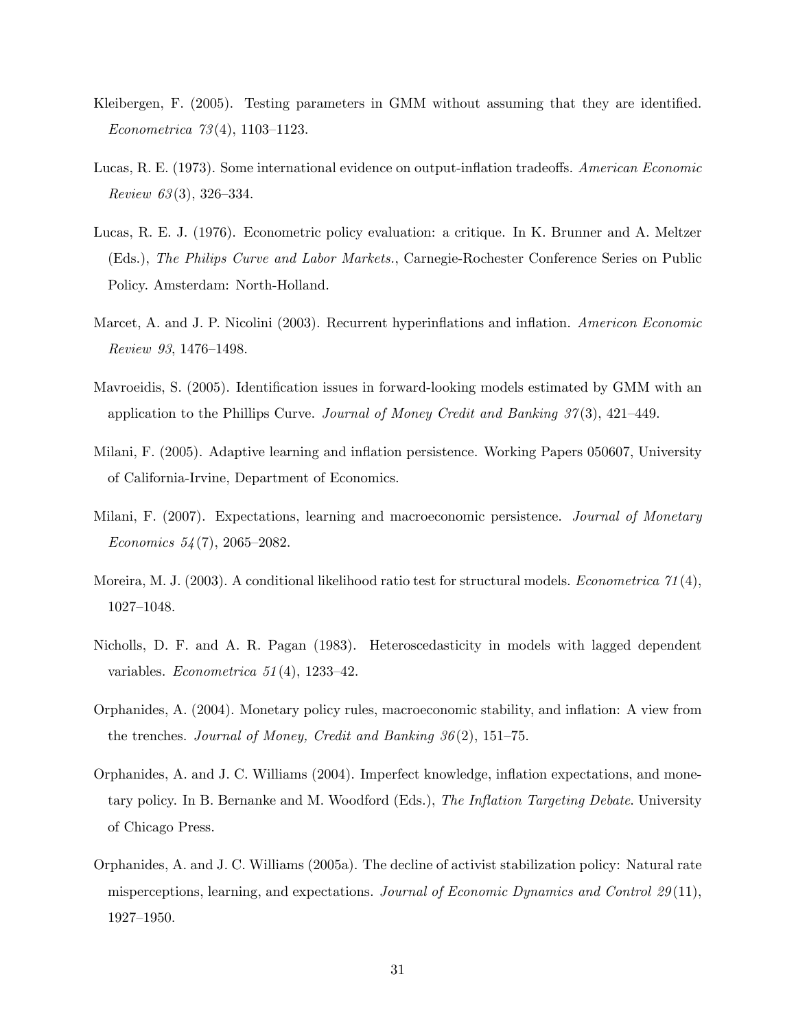Kleibergen, F. (2005). Testing parameters in GMM without assuming that they are identified. *Econometrica 73*(4), 1103–1123.

Lucas, R. E. (1973). Some international evidence on output-inflation tradeoffs. *American Economic Review 63*(3), 326–334.

Lucas, R. E. J. (1976). Econometric policy evaluation: a critique. In K. Brunner and A. Meltzer (Eds.), *The Philips Curve and Labor Markets.*, Carnegie-Rochester Conference Series on Public Policy. Amsterdam: North-Holland.

Marcet, A. and J. P. Nicolini (2003). Recurrent hyperinflations and inflation. *Americon Economic Review 93*, 1476–1498.

Mavroeidis, S. (2005). Identification issues in forward-looking models estimated by GMM with an application to the Phillips Curve. *Journal of Money Credit and Banking 37*(3), 421–449.

Milani, F. (2005). Adaptive learning and inflation persistence. Working Papers 050607, University of California-Irvine, Department of Economics.

Milani, F. (2007). Expectations, learning and macroeconomic persistence. *Journal of Monetary Economics 54*(7), 2065–2082.

Moreira, M. J. (2003). A conditional likelihood ratio test for structural models. *Econometrica 71*(4), 1027–1048.

Nicholls, D. F. and A. R. Pagan (1983). Heteroscedasticity in models with lagged dependent variables. *Econometrica 51*(4), 1233–42.

Orphanides, A. (2004). Monetary policy rules, macroeconomic stability, and inflation: A view from the trenches. *Journal of Money, Credit and Banking 36*(2), 151–75.

Orphanides, A. and J. C. Williams (2004). Imperfect knowledge, inflation expectations, and monetary policy. In B. Bernanke and M. Woodford (Eds.), *The Inflation Targeting Debate*. University of Chicago Press.

Orphanides, A. and J. C. Williams (2005a). The decline of activist stabilization policy: Natural rate misperceptions, learning, and expectations. *Journal of Economic Dynamics and Control 29*(11), 1927–1950.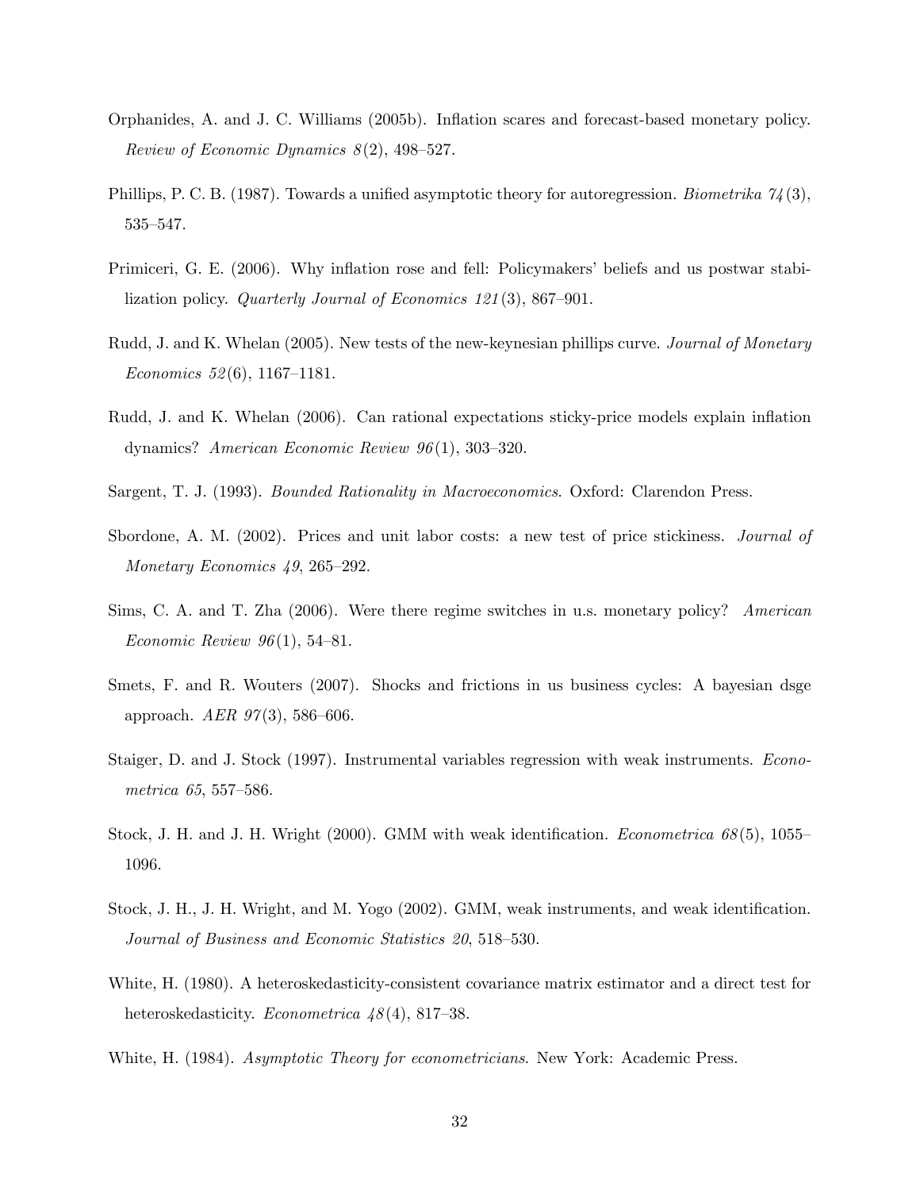Orphanides, A. and J. C. Williams (2005b). Inflation scares and forecast-based monetary policy. *Review of Economic Dynamics 8*(2), 498–527.

Phillips, P. C. B. (1987). Towards a unified asymptotic theory for autoregression. *Biometrika 74*(3), 535–547.

Primiceri, G. E. (2006). Why inflation rose and fell: Policymakers' beliefs and us postwar stabilization policy. *Quarterly Journal of Economics 121*(3), 867–901.

Rudd, J. and K. Whelan (2005). New tests of the new-keynesian phillips curve. *Journal of Monetary Economics 52*(6), 1167–1181.

Rudd, J. and K. Whelan (2006). Can rational expectations sticky-price models explain inflation dynamics? *American Economic Review 96*(1), 303–320.

Sargent, T. J. (1993). *Bounded Rationality in Macroeconomics*. Oxford: Clarendon Press.

Sbordone, A. M. (2002). Prices and unit labor costs: a new test of price stickiness. *Journal of Monetary Economics 49*, 265–292.

Sims, C. A. and T. Zha (2006). Were there regime switches in u.s. monetary policy? *American Economic Review 96*(1), 54–81.

Smets, F. and R. Wouters (2007). Shocks and frictions in us business cycles: A bayesian dsge approach. *AER 97*(3), 586–606.

Staiger, D. and J. Stock (1997). Instrumental variables regression with weak instruments. *Econometrica 65*, 557–586.

Stock, J. H. and J. H. Wright (2000). GMM with weak identification. *Econometrica 68*(5), 1055–1096.

Stock, J. H., J. H. Wright, and M. Yogo (2002). GMM, weak instruments, and weak identification. *Journal of Business and Economic Statistics 20*, 518–530.

White, H. (1980). A heteroskedasticity-consistent covariance matrix estimator and a direct test for heteroskedasticity. *Econometrica 48*(4), 817–38.

White, H. (1984). *Asymptotic Theory for econometricians*. New York: Academic Press.